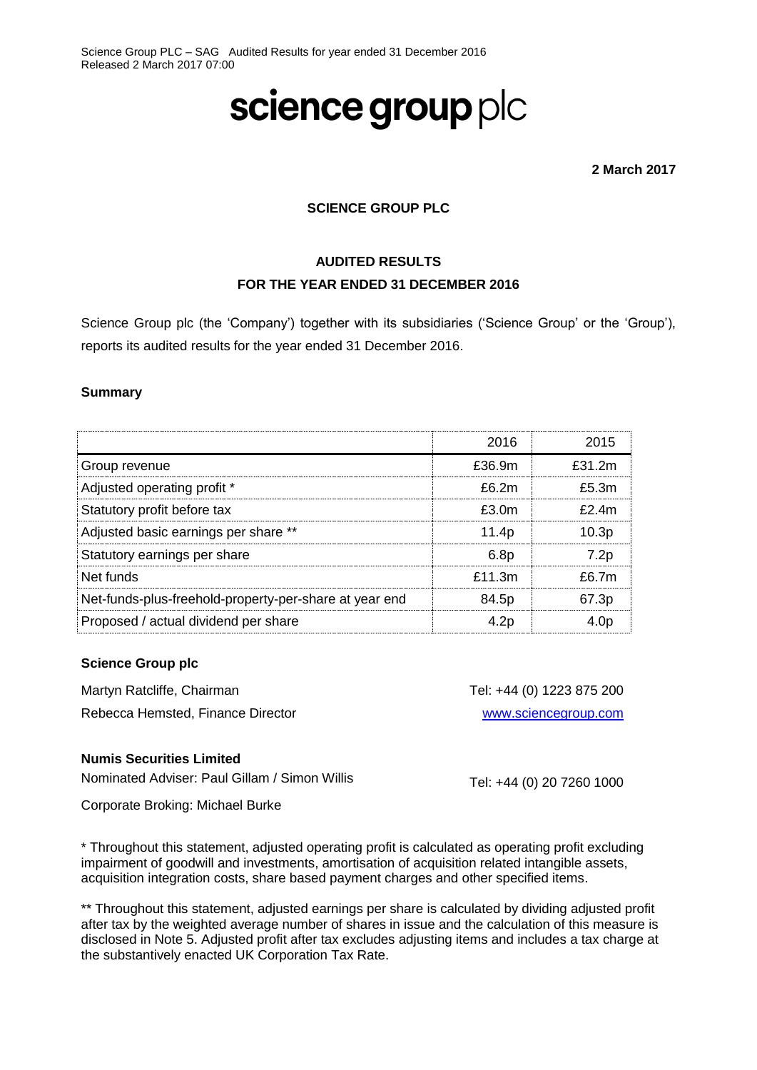Science Group PLC – SAG Audited Results for year ended 31 December 2016
Released 2 March 2017 07:00

# science group plc

**2 March 2017**

**SCIENCE GROUP PLC**

**AUDITED RESULTS**
**FOR THE YEAR ENDED 31 DECEMBER 2016**

Science Group plc (the 'Company') together with its subsidiaries ('Science Group' or the 'Group'), reports its audited results for the year ended 31 December 2016.

**Summary**

| | 2016 | 2015 |
|---|---|---|
| Group revenue | £36.9m | £31.2m |
| Adjusted operating profit * | £6.2m | £5.3m |
| Statutory profit before tax | £3.0m | £2.4m |
| Adjusted basic earnings per share ** | 11.4p | 10.3p |
| Statutory earnings per share | 6.8p | 7.2p |
| Net funds | £11.3m | £6.7m |
| Net-funds-plus-freehold-property-per-share at year end | 84.5p | 67.3p |
| Proposed / actual dividend per share | 4.2p | 4.0p |

**Science Group plc**

Martyn Ratcliffe, Chairman — Tel: +44 (0) 1223 875 200
Rebecca Hemsted, Finance Director — www.sciencegroup.com

**Numis Securities Limited**

Nominated Adviser: Paul Gillam / Simon Willis — Tel: +44 (0) 20 7260 1000
Corporate Broking: Michael Burke

* Throughout this statement, adjusted operating profit is calculated as operating profit excluding impairment of goodwill and investments, amortisation of acquisition related intangible assets, acquisition integration costs, share based payment charges and other specified items.

** Throughout this statement, adjusted earnings per share is calculated by dividing adjusted profit after tax by the weighted average number of shares in issue and the calculation of this measure is disclosed in Note 5. Adjusted profit after tax excludes adjusting items and includes a tax charge at the substantively enacted UK Corporation Tax Rate.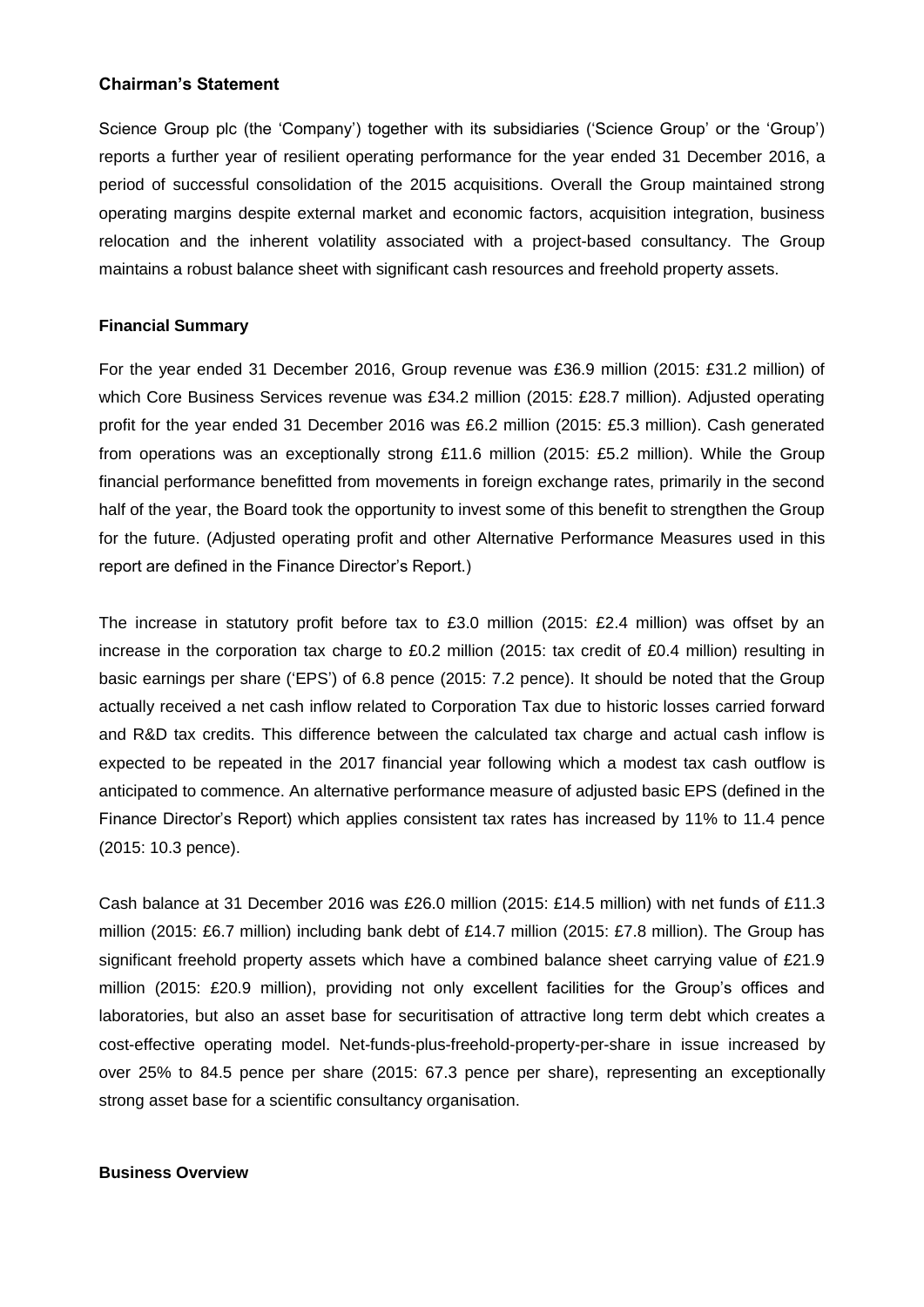## Chairman's Statement

Science Group plc (the 'Company') together with its subsidiaries ('Science Group' or the 'Group') reports a further year of resilient operating performance for the year ended 31 December 2016, a period of successful consolidation of the 2015 acquisitions. Overall the Group maintained strong operating margins despite external market and economic factors, acquisition integration, business relocation and the inherent volatility associated with a project-based consultancy. The Group maintains a robust balance sheet with significant cash resources and freehold property assets.

### Financial Summary

For the year ended 31 December 2016, Group revenue was £36.9 million (2015: £31.2 million) of which Core Business Services revenue was £34.2 million (2015: £28.7 million). Adjusted operating profit for the year ended 31 December 2016 was £6.2 million (2015: £5.3 million). Cash generated from operations was an exceptionally strong £11.6 million (2015: £5.2 million). While the Group financial performance benefitted from movements in foreign exchange rates, primarily in the second half of the year, the Board took the opportunity to invest some of this benefit to strengthen the Group for the future. (Adjusted operating profit and other Alternative Performance Measures used in this report are defined in the Finance Director's Report.)

The increase in statutory profit before tax to £3.0 million (2015: £2.4 million) was offset by an increase in the corporation tax charge to £0.2 million (2015: tax credit of £0.4 million) resulting in basic earnings per share ('EPS') of 6.8 pence (2015: 7.2 pence). It should be noted that the Group actually received a net cash inflow related to Corporation Tax due to historic losses carried forward and R&D tax credits. This difference between the calculated tax charge and actual cash inflow is expected to be repeated in the 2017 financial year following which a modest tax cash outflow is anticipated to commence. An alternative performance measure of adjusted basic EPS (defined in the Finance Director's Report) which applies consistent tax rates has increased by 11% to 11.4 pence (2015: 10.3 pence).

Cash balance at 31 December 2016 was £26.0 million (2015: £14.5 million) with net funds of £11.3 million (2015: £6.7 million) including bank debt of £14.7 million (2015: £7.8 million). The Group has significant freehold property assets which have a combined balance sheet carrying value of £21.9 million (2015: £20.9 million), providing not only excellent facilities for the Group's offices and laboratories, but also an asset base for securitisation of attractive long term debt which creates a cost-effective operating model. Net-funds-plus-freehold-property-per-share in issue increased by over 25% to 84.5 pence per share (2015: 67.3 pence per share), representing an exceptionally strong asset base for a scientific consultancy organisation.

### Business Overview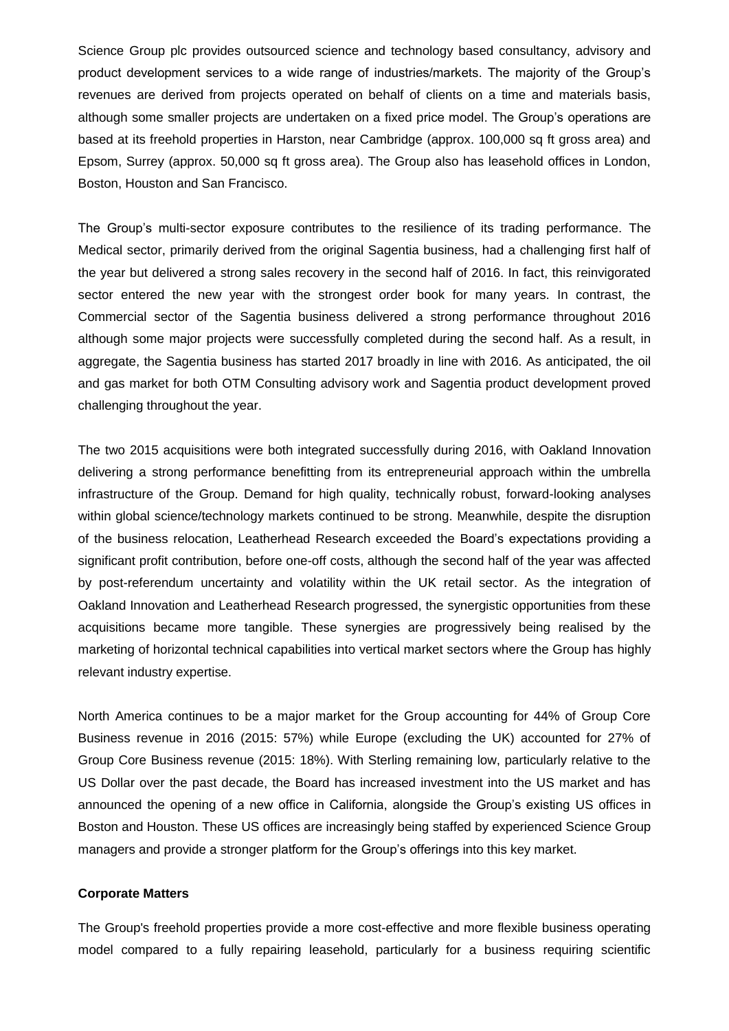Science Group plc provides outsourced science and technology based consultancy, advisory and product development services to a wide range of industries/markets. The majority of the Group's revenues are derived from projects operated on behalf of clients on a time and materials basis, although some smaller projects are undertaken on a fixed price model. The Group's operations are based at its freehold properties in Harston, near Cambridge (approx. 100,000 sq ft gross area) and Epsom, Surrey (approx. 50,000 sq ft gross area). The Group also has leasehold offices in London, Boston, Houston and San Francisco.

The Group's multi-sector exposure contributes to the resilience of its trading performance. The Medical sector, primarily derived from the original Sagentia business, had a challenging first half of the year but delivered a strong sales recovery in the second half of 2016. In fact, this reinvigorated sector entered the new year with the strongest order book for many years. In contrast, the Commercial sector of the Sagentia business delivered a strong performance throughout 2016 although some major projects were successfully completed during the second half. As a result, in aggregate, the Sagentia business has started 2017 broadly in line with 2016. As anticipated, the oil and gas market for both OTM Consulting advisory work and Sagentia product development proved challenging throughout the year.

The two 2015 acquisitions were both integrated successfully during 2016, with Oakland Innovation delivering a strong performance benefitting from its entrepreneurial approach within the umbrella infrastructure of the Group. Demand for high quality, technically robust, forward-looking analyses within global science/technology markets continued to be strong. Meanwhile, despite the disruption of the business relocation, Leatherhead Research exceeded the Board's expectations providing a significant profit contribution, before one-off costs, although the second half of the year was affected by post-referendum uncertainty and volatility within the UK retail sector. As the integration of Oakland Innovation and Leatherhead Research progressed, the synergistic opportunities from these acquisitions became more tangible. These synergies are progressively being realised by the marketing of horizontal technical capabilities into vertical market sectors where the Group has highly relevant industry expertise.

North America continues to be a major market for the Group accounting for 44% of Group Core Business revenue in 2016 (2015: 57%) while Europe (excluding the UK) accounted for 27% of Group Core Business revenue (2015: 18%). With Sterling remaining low, particularly relative to the US Dollar over the past decade, the Board has increased investment into the US market and has announced the opening of a new office in California, alongside the Group's existing US offices in Boston and Houston. These US offices are increasingly being staffed by experienced Science Group managers and provide a stronger platform for the Group's offerings into this key market.

**Corporate Matters**

The Group's freehold properties provide a more cost-effective and more flexible business operating model compared to a fully repairing leasehold, particularly for a business requiring scientific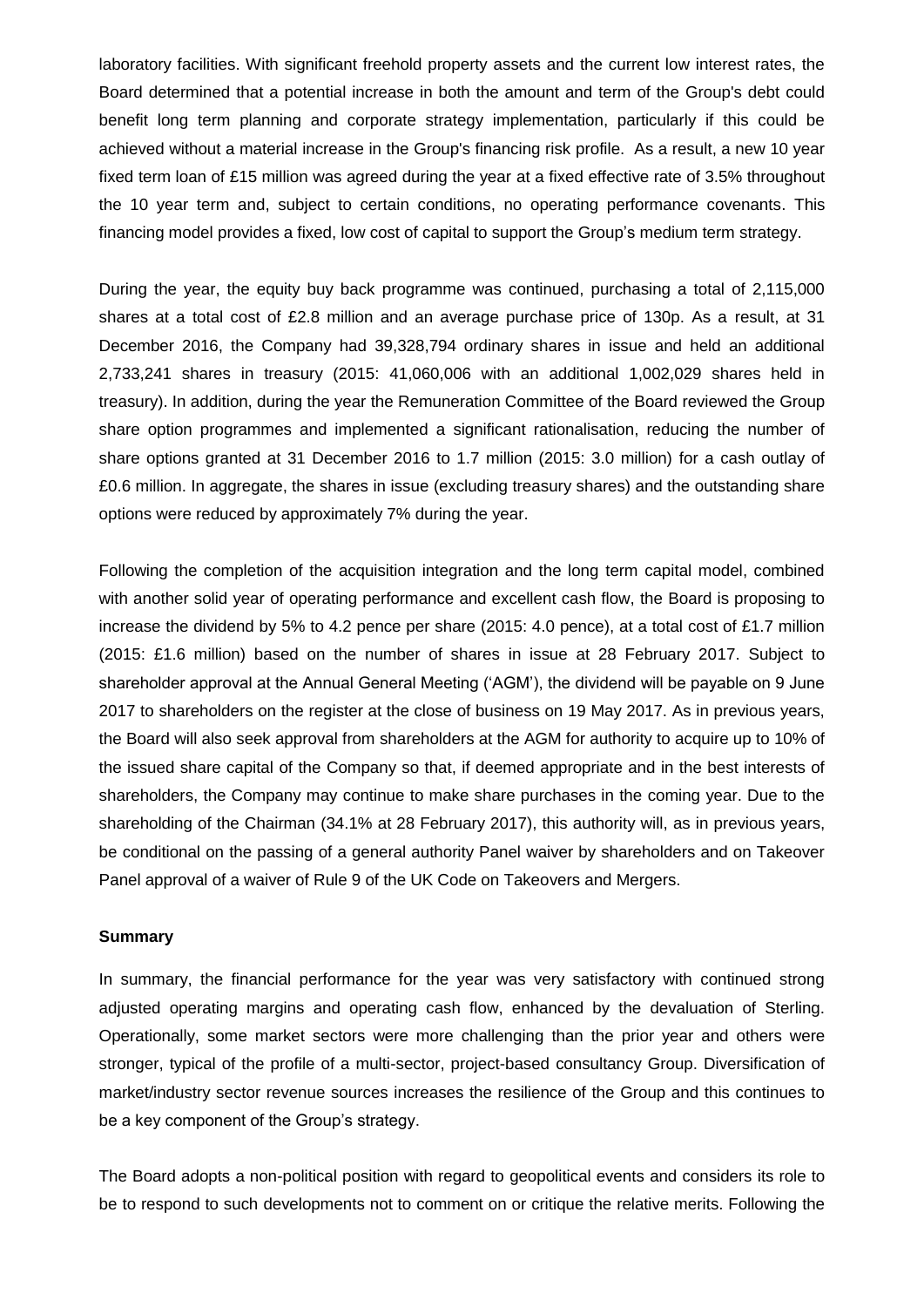laboratory facilities. With significant freehold property assets and the current low interest rates, the Board determined that a potential increase in both the amount and term of the Group's debt could benefit long term planning and corporate strategy implementation, particularly if this could be achieved without a material increase in the Group's financing risk profile. As a result, a new 10 year fixed term loan of £15 million was agreed during the year at a fixed effective rate of 3.5% throughout the 10 year term and, subject to certain conditions, no operating performance covenants. This financing model provides a fixed, low cost of capital to support the Group's medium term strategy.

During the year, the equity buy back programme was continued, purchasing a total of 2,115,000 shares at a total cost of £2.8 million and an average purchase price of 130p. As a result, at 31 December 2016, the Company had 39,328,794 ordinary shares in issue and held an additional 2,733,241 shares in treasury (2015: 41,060,006 with an additional 1,002,029 shares held in treasury). In addition, during the year the Remuneration Committee of the Board reviewed the Group share option programmes and implemented a significant rationalisation, reducing the number of share options granted at 31 December 2016 to 1.7 million (2015: 3.0 million) for a cash outlay of £0.6 million. In aggregate, the shares in issue (excluding treasury shares) and the outstanding share options were reduced by approximately 7% during the year.

Following the completion of the acquisition integration and the long term capital model, combined with another solid year of operating performance and excellent cash flow, the Board is proposing to increase the dividend by 5% to 4.2 pence per share (2015: 4.0 pence), at a total cost of £1.7 million (2015: £1.6 million) based on the number of shares in issue at 28 February 2017. Subject to shareholder approval at the Annual General Meeting ('AGM'), the dividend will be payable on 9 June 2017 to shareholders on the register at the close of business on 19 May 2017. As in previous years, the Board will also seek approval from shareholders at the AGM for authority to acquire up to 10% of the issued share capital of the Company so that, if deemed appropriate and in the best interests of shareholders, the Company may continue to make share purchases in the coming year. Due to the shareholding of the Chairman (34.1% at 28 February 2017), this authority will, as in previous years, be conditional on the passing of a general authority Panel waiver by shareholders and on Takeover Panel approval of a waiver of Rule 9 of the UK Code on Takeovers and Mergers.

**Summary**

In summary, the financial performance for the year was very satisfactory with continued strong adjusted operating margins and operating cash flow, enhanced by the devaluation of Sterling. Operationally, some market sectors were more challenging than the prior year and others were stronger, typical of the profile of a multi-sector, project-based consultancy Group. Diversification of market/industry sector revenue sources increases the resilience of the Group and this continues to be a key component of the Group's strategy.

The Board adopts a non-political position with regard to geopolitical events and considers its role to be to respond to such developments not to comment on or critique the relative merits. Following the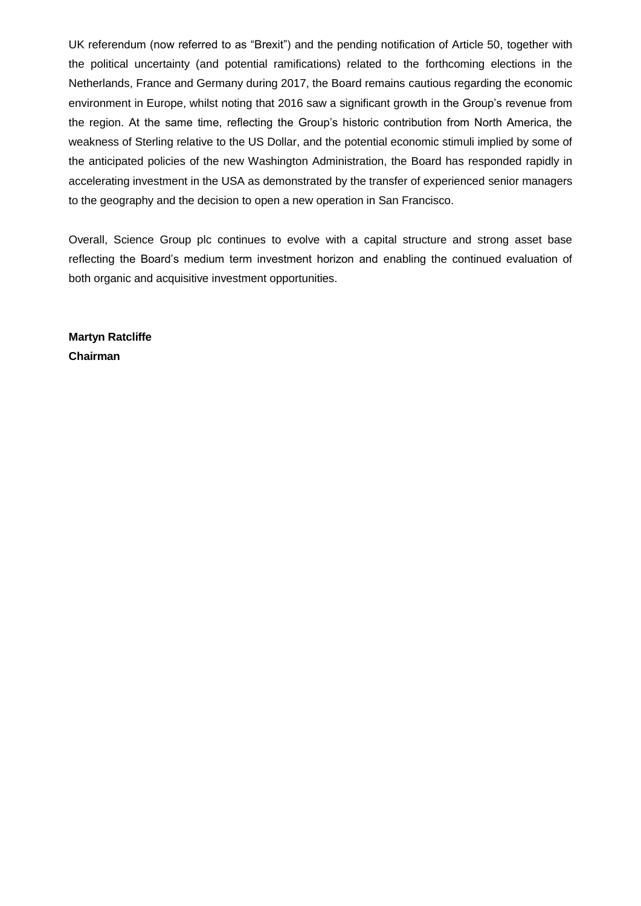UK referendum (now referred to as "Brexit") and the pending notification of Article 50, together with the political uncertainty (and potential ramifications) related to the forthcoming elections in the Netherlands, France and Germany during 2017, the Board remains cautious regarding the economic environment in Europe, whilst noting that 2016 saw a significant growth in the Group's revenue from the region. At the same time, reflecting the Group's historic contribution from North America, the weakness of Sterling relative to the US Dollar, and the potential economic stimuli implied by some of the anticipated policies of the new Washington Administration, the Board has responded rapidly in accelerating investment in the USA as demonstrated by the transfer of experienced senior managers to the geography and the decision to open a new operation in San Francisco.

Overall, Science Group plc continues to evolve with a capital structure and strong asset base reflecting the Board's medium term investment horizon and enabling the continued evaluation of both organic and acquisitive investment opportunities.

**Martyn Ratcliffe**
**Chairman**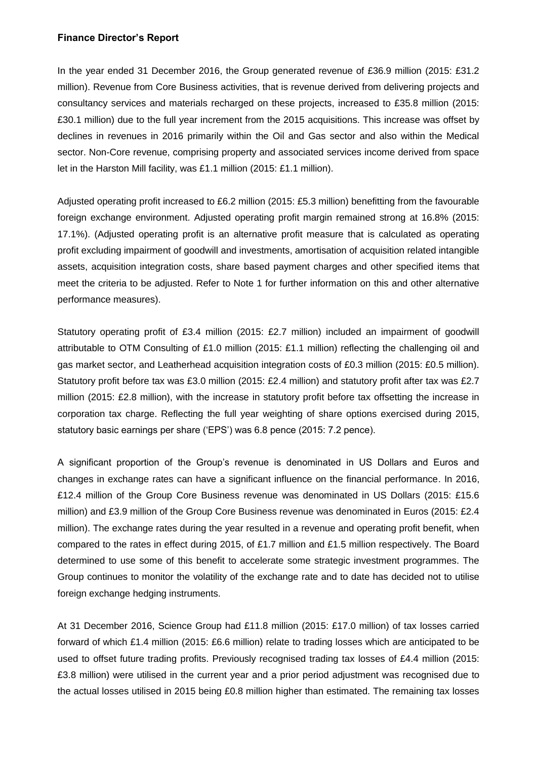**Finance Director's Report**

In the year ended 31 December 2016, the Group generated revenue of £36.9 million (2015: £31.2 million). Revenue from Core Business activities, that is revenue derived from delivering projects and consultancy services and materials recharged on these projects, increased to £35.8 million (2015: £30.1 million) due to the full year increment from the 2015 acquisitions. This increase was offset by declines in revenues in 2016 primarily within the Oil and Gas sector and also within the Medical sector. Non-Core revenue, comprising property and associated services income derived from space let in the Harston Mill facility, was £1.1 million (2015: £1.1 million).

Adjusted operating profit increased to £6.2 million (2015: £5.3 million) benefitting from the favourable foreign exchange environment. Adjusted operating profit margin remained strong at 16.8% (2015: 17.1%). (Adjusted operating profit is an alternative profit measure that is calculated as operating profit excluding impairment of goodwill and investments, amortisation of acquisition related intangible assets, acquisition integration costs, share based payment charges and other specified items that meet the criteria to be adjusted. Refer to Note 1 for further information on this and other alternative performance measures).

Statutory operating profit of £3.4 million (2015: £2.7 million) included an impairment of goodwill attributable to OTM Consulting of £1.0 million (2015: £1.1 million) reflecting the challenging oil and gas market sector, and Leatherhead acquisition integration costs of £0.3 million (2015: £0.5 million). Statutory profit before tax was £3.0 million (2015: £2.4 million) and statutory profit after tax was £2.7 million (2015: £2.8 million), with the increase in statutory profit before tax offsetting the increase in corporation tax charge. Reflecting the full year weighting of share options exercised during 2015, statutory basic earnings per share ('EPS') was 6.8 pence (2015: 7.2 pence).

A significant proportion of the Group's revenue is denominated in US Dollars and Euros and changes in exchange rates can have a significant influence on the financial performance. In 2016, £12.4 million of the Group Core Business revenue was denominated in US Dollars (2015: £15.6 million) and £3.9 million of the Group Core Business revenue was denominated in Euros (2015: £2.4 million). The exchange rates during the year resulted in a revenue and operating profit benefit, when compared to the rates in effect during 2015, of £1.7 million and £1.5 million respectively. The Board determined to use some of this benefit to accelerate some strategic investment programmes. The Group continues to monitor the volatility of the exchange rate and to date has decided not to utilise foreign exchange hedging instruments.

At 31 December 2016, Science Group had £11.8 million (2015: £17.0 million) of tax losses carried forward of which £1.4 million (2015: £6.6 million) relate to trading losses which are anticipated to be used to offset future trading profits. Previously recognised trading tax losses of £4.4 million (2015: £3.8 million) were utilised in the current year and a prior period adjustment was recognised due to the actual losses utilised in 2015 being £0.8 million higher than estimated. The remaining tax losses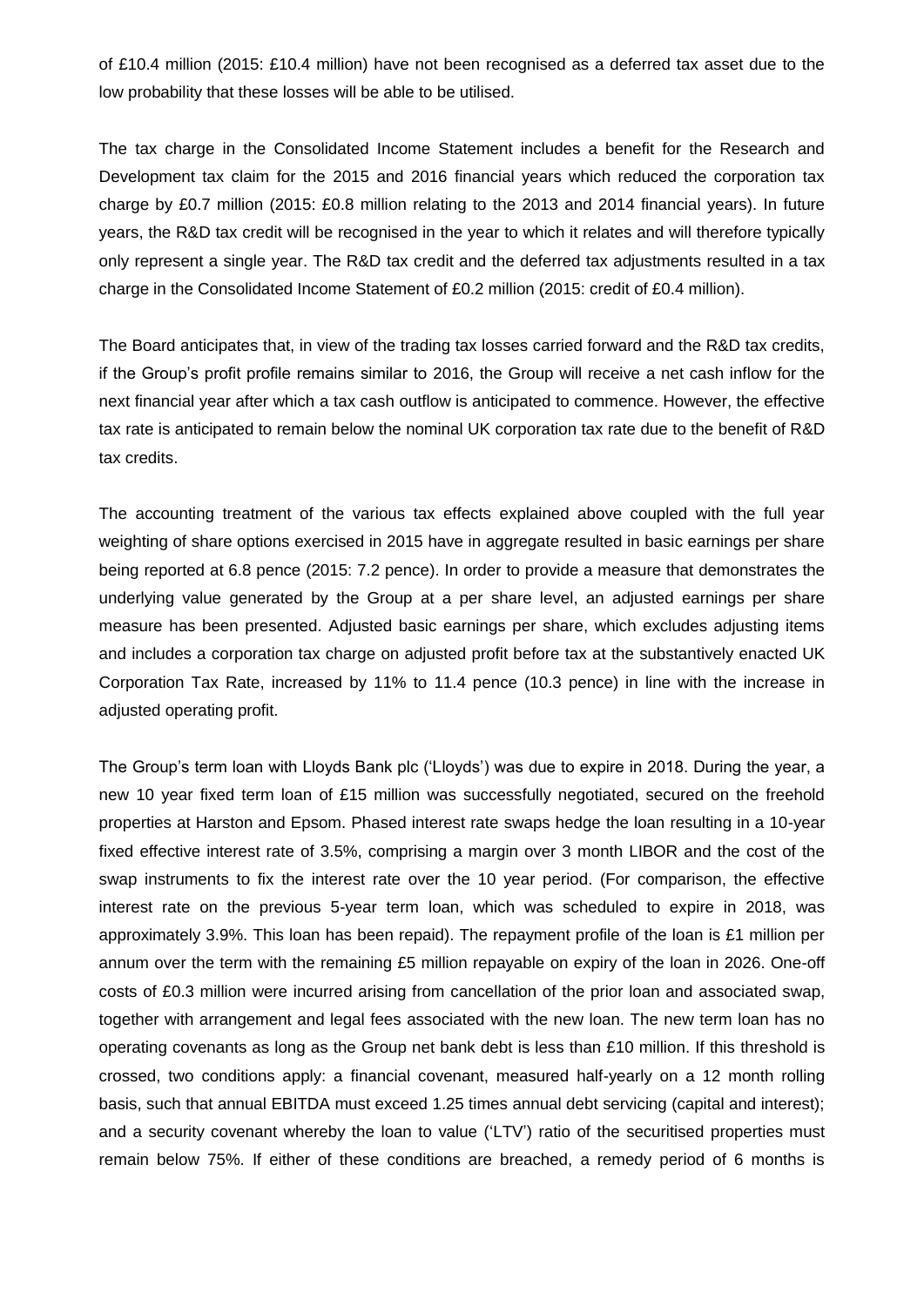of £10.4 million (2015: £10.4 million) have not been recognised as a deferred tax asset due to the low probability that these losses will be able to be utilised.

The tax charge in the Consolidated Income Statement includes a benefit for the Research and Development tax claim for the 2015 and 2016 financial years which reduced the corporation tax charge by £0.7 million (2015: £0.8 million relating to the 2013 and 2014 financial years). In future years, the R&D tax credit will be recognised in the year to which it relates and will therefore typically only represent a single year. The R&D tax credit and the deferred tax adjustments resulted in a tax charge in the Consolidated Income Statement of £0.2 million (2015: credit of £0.4 million).

The Board anticipates that, in view of the trading tax losses carried forward and the R&D tax credits, if the Group's profit profile remains similar to 2016, the Group will receive a net cash inflow for the next financial year after which a tax cash outflow is anticipated to commence. However, the effective tax rate is anticipated to remain below the nominal UK corporation tax rate due to the benefit of R&D tax credits.

The accounting treatment of the various tax effects explained above coupled with the full year weighting of share options exercised in 2015 have in aggregate resulted in basic earnings per share being reported at 6.8 pence (2015: 7.2 pence). In order to provide a measure that demonstrates the underlying value generated by the Group at a per share level, an adjusted earnings per share measure has been presented. Adjusted basic earnings per share, which excludes adjusting items and includes a corporation tax charge on adjusted profit before tax at the substantively enacted UK Corporation Tax Rate, increased by 11% to 11.4 pence (10.3 pence) in line with the increase in adjusted operating profit.

The Group's term loan with Lloyds Bank plc ('Lloyds') was due to expire in 2018. During the year, a new 10 year fixed term loan of £15 million was successfully negotiated, secured on the freehold properties at Harston and Epsom. Phased interest rate swaps hedge the loan resulting in a 10-year fixed effective interest rate of 3.5%, comprising a margin over 3 month LIBOR and the cost of the swap instruments to fix the interest rate over the 10 year period. (For comparison, the effective interest rate on the previous 5-year term loan, which was scheduled to expire in 2018, was approximately 3.9%. This loan has been repaid). The repayment profile of the loan is £1 million per annum over the term with the remaining £5 million repayable on expiry of the loan in 2026. One-off costs of £0.3 million were incurred arising from cancellation of the prior loan and associated swap, together with arrangement and legal fees associated with the new loan. The new term loan has no operating covenants as long as the Group net bank debt is less than £10 million. If this threshold is crossed, two conditions apply: a financial covenant, measured half-yearly on a 12 month rolling basis, such that annual EBITDA must exceed 1.25 times annual debt servicing (capital and interest); and a security covenant whereby the loan to value ('LTV') ratio of the securitised properties must remain below 75%. If either of these conditions are breached, a remedy period of 6 months is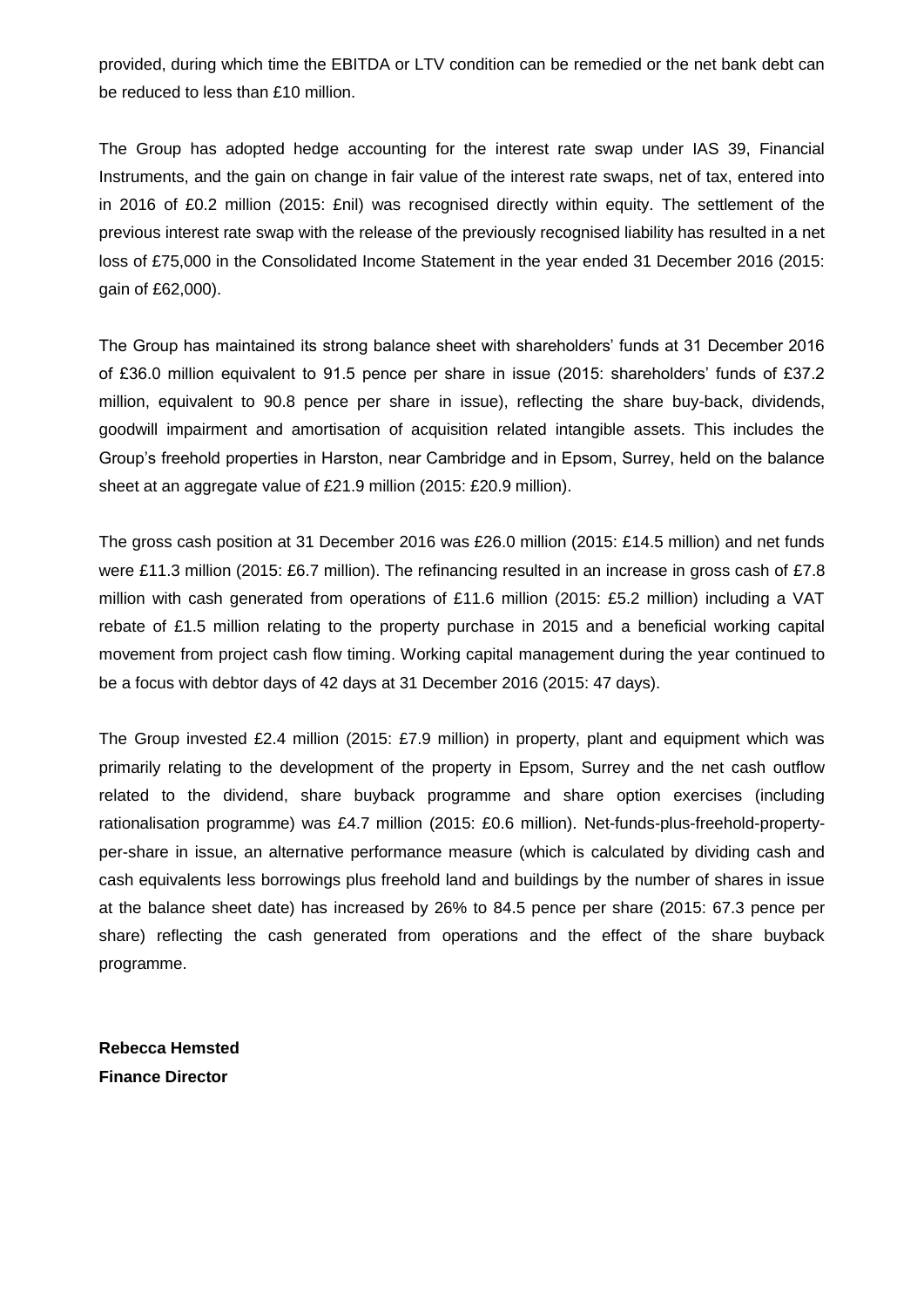provided, during which time the EBITDA or LTV condition can be remedied or the net bank debt can be reduced to less than £10 million.

The Group has adopted hedge accounting for the interest rate swap under IAS 39, Financial Instruments, and the gain on change in fair value of the interest rate swaps, net of tax, entered into in 2016 of £0.2 million (2015: £nil) was recognised directly within equity. The settlement of the previous interest rate swap with the release of the previously recognised liability has resulted in a net loss of £75,000 in the Consolidated Income Statement in the year ended 31 December 2016 (2015: gain of £62,000).

The Group has maintained its strong balance sheet with shareholders' funds at 31 December 2016 of £36.0 million equivalent to 91.5 pence per share in issue (2015: shareholders' funds of £37.2 million, equivalent to 90.8 pence per share in issue), reflecting the share buy-back, dividends, goodwill impairment and amortisation of acquisition related intangible assets. This includes the Group's freehold properties in Harston, near Cambridge and in Epsom, Surrey, held on the balance sheet at an aggregate value of £21.9 million (2015: £20.9 million).

The gross cash position at 31 December 2016 was £26.0 million (2015: £14.5 million) and net funds were £11.3 million (2015: £6.7 million). The refinancing resulted in an increase in gross cash of £7.8 million with cash generated from operations of £11.6 million (2015: £5.2 million) including a VAT rebate of £1.5 million relating to the property purchase in 2015 and a beneficial working capital movement from project cash flow timing. Working capital management during the year continued to be a focus with debtor days of 42 days at 31 December 2016 (2015: 47 days).

The Group invested £2.4 million (2015: £7.9 million) in property, plant and equipment which was primarily relating to the development of the property in Epsom, Surrey and the net cash outflow related to the dividend, share buyback programme and share option exercises (including rationalisation programme) was £4.7 million (2015: £0.6 million). Net-funds-plus-freehold-property-per-share in issue, an alternative performance measure (which is calculated by dividing cash and cash equivalents less borrowings plus freehold land and buildings by the number of shares in issue at the balance sheet date) has increased by 26% to 84.5 pence per share (2015: 67.3 pence per share) reflecting the cash generated from operations and the effect of the share buyback programme.

**Rebecca Hemsted**
**Finance Director**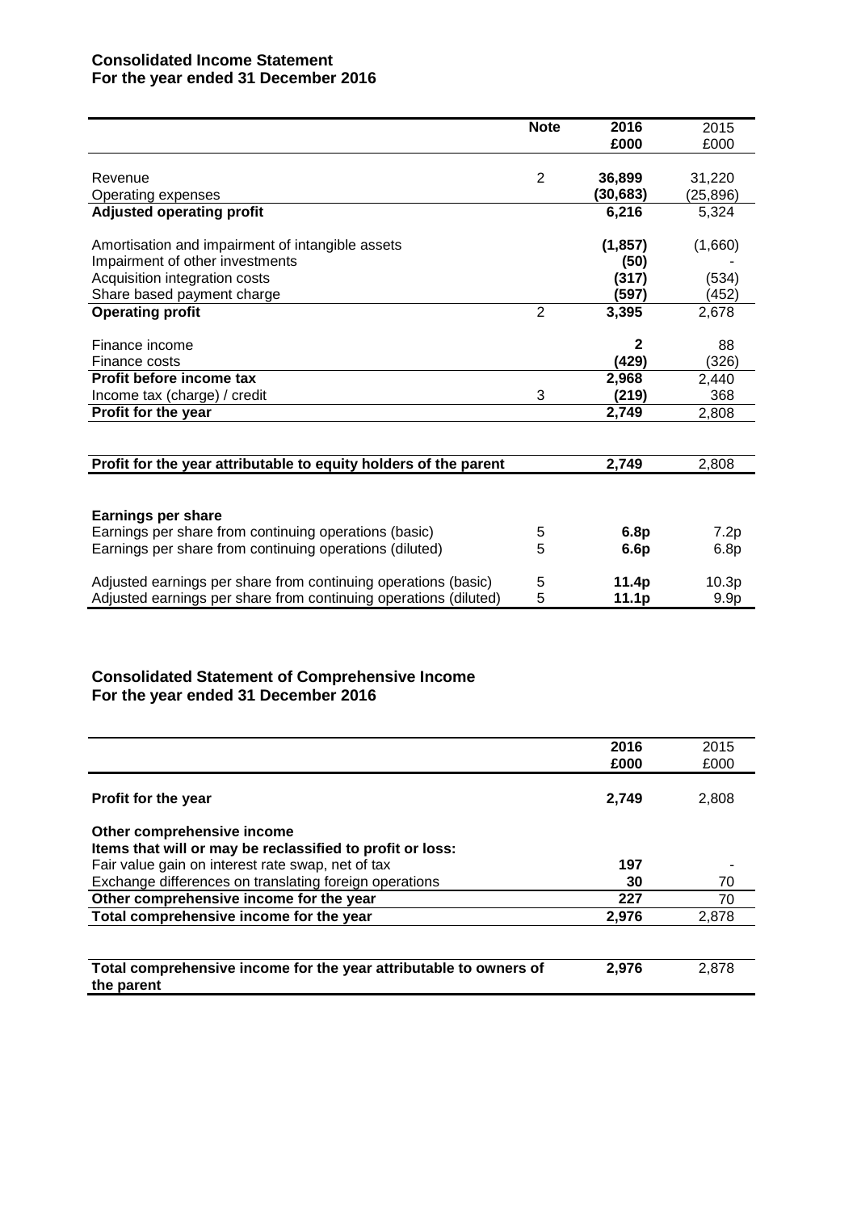## Consolidated Income Statement
## For the year ended 31 December 2016

| | Note | 2016 £000 | 2015 £000 |
|---|---|---|---|
| Revenue | 2 | **36,899** | 31,220 |
| Operating expenses | | **(30,683)** | (25,896) |
| **Adjusted operating profit** | | **6,216** | 5,324 |
| Amortisation and impairment of intangible assets | | **(1,857)** | (1,660) |
| Impairment of other investments | | **(50)** | - |
| Acquisition integration costs | | **(317)** | (534) |
| Share based payment charge | | **(597)** | (452) |
| **Operating profit** | 2 | **3,395** | 2,678 |
| Finance income | | **2** | 88 |
| Finance costs | | **(429)** | (326) |
| **Profit before income tax** | | **2,968** | 2,440 |
| Income tax (charge) / credit | 3 | **(219)** | 368 |
| **Profit for the year** | | **2,749** | 2,808 |
| **Profit for the year attributable to equity holders of the parent** | | **2,749** | 2,808 |
| **Earnings per share** | | | |
| Earnings per share from continuing operations (basic) | 5 | **6.8p** | 7.2p |
| Earnings per share from continuing operations (diluted) | 5 | **6.6p** | 6.8p |
| Adjusted earnings per share from continuing operations (basic) | 5 | **11.4p** | 10.3p |
| Adjusted earnings per share from continuing operations (diluted) | 5 | **11.1p** | 9.9p |

## Consolidated Statement of Comprehensive Income
## For the year ended 31 December 2016

| | 2016 £000 | 2015 £000 |
|---|---|---|
| **Profit for the year** | **2,749** | 2,808 |
| **Other comprehensive income** | | |
| **Items that will or may be reclassified to profit or loss:** | | |
| Fair value gain on interest rate swap, net of tax | **197** | - |
| Exchange differences on translating foreign operations | **30** | 70 |
| **Other comprehensive income for the year** | **227** | 70 |
| **Total comprehensive income for the year** | **2,976** | 2,878 |
| **Total comprehensive income for the year attributable to owners of the parent** | **2,976** | 2,878 |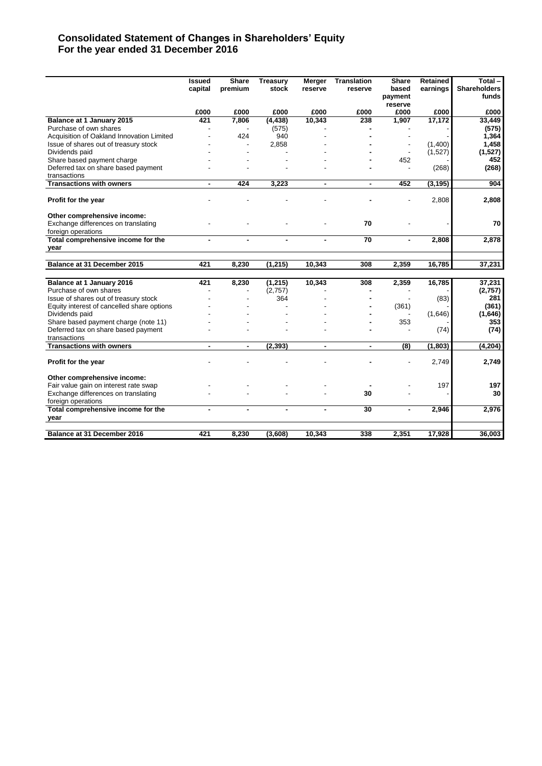# Consolidated Statement of Changes in Shareholders' Equity
# For the year ended 31 December 2016

| | Issued capital | Share premium | Treasury stock | Merger reserve | Translation reserve | Share based payment reserve | Retained earnings | Total – Shareholders funds |
|---|---|---|---|---|---|---|---|---|
| | £000 | £000 | £000 | £000 | £000 | £000 | £000 | £000 |
| **Balance at 1 January 2015** | 421 | 7,806 | (4,438) | 10,343 | 238 | 1,907 | 17,172 | 33,449 |
| Purchase of own shares | - | - | (575) | - | - | - | - | **(575)** |
| Acquisition of Oakland Innovation Limited | - | 424 | 940 | - | - | - | - | **1,364** |
| Issue of shares out of treasury stock | - | - | 2,858 | - | - | - | (1,400) | **1,458** |
| Dividends paid | - | - | - | - | - | - | (1,527) | **(1,527)** |
| Share based payment charge | - | - | - | - | - | 452 | - | **452** |
| Deferred tax on share based payment transactions | - | - | - | - | - | - | (268) | **(268)** |
| **Transactions with owners** | **-** | **424** | **3,223** | **-** | **-** | **452** | **(3,195)** | **904** |
| **Profit for the year** | - | - | - | - | - | - | 2,808 | **2,808** |
| **Other comprehensive income:** | | | | | | | | |
| Exchange differences on translating foreign operations | - | - | - | - | **70** | - | - | **70** |
| **Total comprehensive income for the year** | **-** | **-** | **-** | **-** | **70** | **-** | **2,808** | **2,878** |
| **Balance at 31 December 2015** | **421** | **8,230** | **(1,215)** | **10,343** | **308** | **2,359** | **16,785** | **37,231** |
| **Balance at 1 January 2016** | **421** | **8,230** | **(1,215)** | **10,343** | **308** | **2,359** | **16,785** | **37,231** |
| Purchase of own shares | - | - | (2,757) | - | - | - | - | **(2,757)** |
| Issue of shares out of treasury stock | - | - | 364 | - | - | - | (83) | **281** |
| Equity interest of cancelled share options | - | - | - | - | - | (361) | - | **(361)** |
| Dividends paid | - | - | - | - | - | - | (1,646) | **(1,646)** |
| Share based payment charge (note 11) | - | - | - | - | - | 353 | - | **353** |
| Deferred tax on share based payment transactions | - | - | - | - | - | - | (74) | **(74)** |
| **Transactions with owners** | **-** | **-** | **(2,393)** | **-** | **-** | **(8)** | **(1,803)** | **(4,204)** |
| **Profit for the year** | - | - | - | - | - | - | 2,749 | **2,749** |
| **Other comprehensive income:** | | | | | | | | |
| Fair value gain on interest rate swap | - | - | - | - | - | - | 197 | **197** |
| Exchange differences on translating foreign operations | - | - | - | - | **30** | - | - | **30** |
| **Total comprehensive income for the year** | **-** | **-** | **-** | **-** | **30** | **-** | **2,946** | **2,976** |
| **Balance at 31 December 2016** | **421** | **8,230** | **(3,608)** | **10,343** | **338** | **2,351** | **17,928** | **36,003** |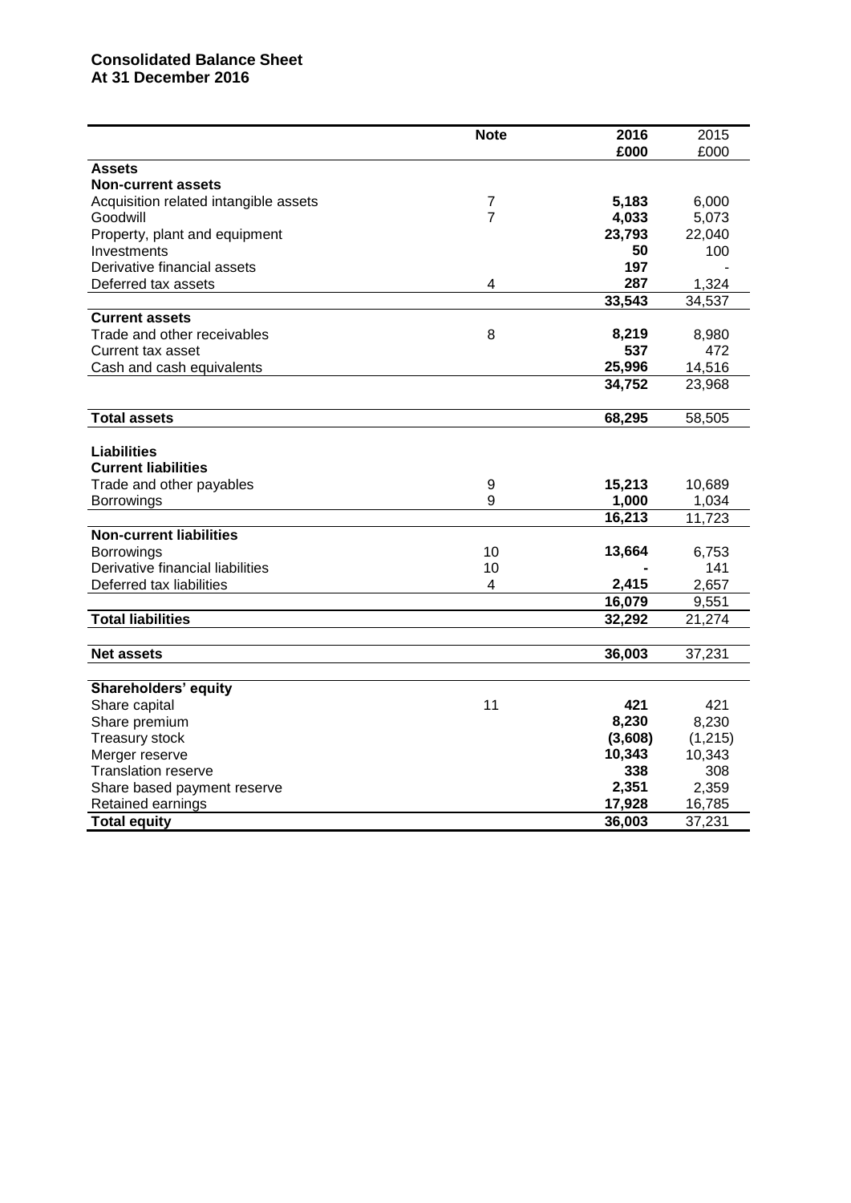**Consolidated Balance Sheet**
**At 31 December 2016**

| | Note | 2016 £000 | 2015 £000 |
|---|---|---|---|
| **Assets** | | | |
| **Non-current assets** | | | |
| Acquisition related intangible assets | 7 | **5,183** | 6,000 |
| Goodwill | 7 | **4,033** | 5,073 |
| Property, plant and equipment | | **23,793** | 22,040 |
| Investments | | **50** | 100 |
| Derivative financial assets | | **197** | - |
| Deferred tax assets | 4 | **287** | 1,324 |
| | | **33,543** | 34,537 |
| **Current assets** | | | |
| Trade and other receivables | 8 | **8,219** | 8,980 |
| Current tax asset | | **537** | 472 |
| Cash and cash equivalents | | **25,996** | 14,516 |
| | | **34,752** | 23,968 |
| **Total assets** | | **68,295** | 58,505 |
| **Liabilities** | | | |
| **Current liabilities** | | | |
| Trade and other payables | 9 | **15,213** | 10,689 |
| Borrowings | 9 | **1,000** | 1,034 |
| | | **16,213** | 11,723 |
| **Non-current liabilities** | | | |
| Borrowings | 10 | **13,664** | 6,753 |
| Derivative financial liabilities | 10 | **-** | 141 |
| Deferred tax liabilities | 4 | **2,415** | 2,657 |
| | | **16,079** | 9,551 |
| **Total liabilities** | | **32,292** | 21,274 |
| **Net assets** | | **36,003** | 37,231 |
| **Shareholders' equity** | | | |
| Share capital | 11 | **421** | 421 |
| Share premium | | **8,230** | 8,230 |
| Treasury stock | | **(3,608)** | (1,215) |
| Merger reserve | | **10,343** | 10,343 |
| Translation reserve | | **338** | 308 |
| Share based payment reserve | | **2,351** | 2,359 |
| Retained earnings | | **17,928** | 16,785 |
| **Total equity** | | **36,003** | 37,231 |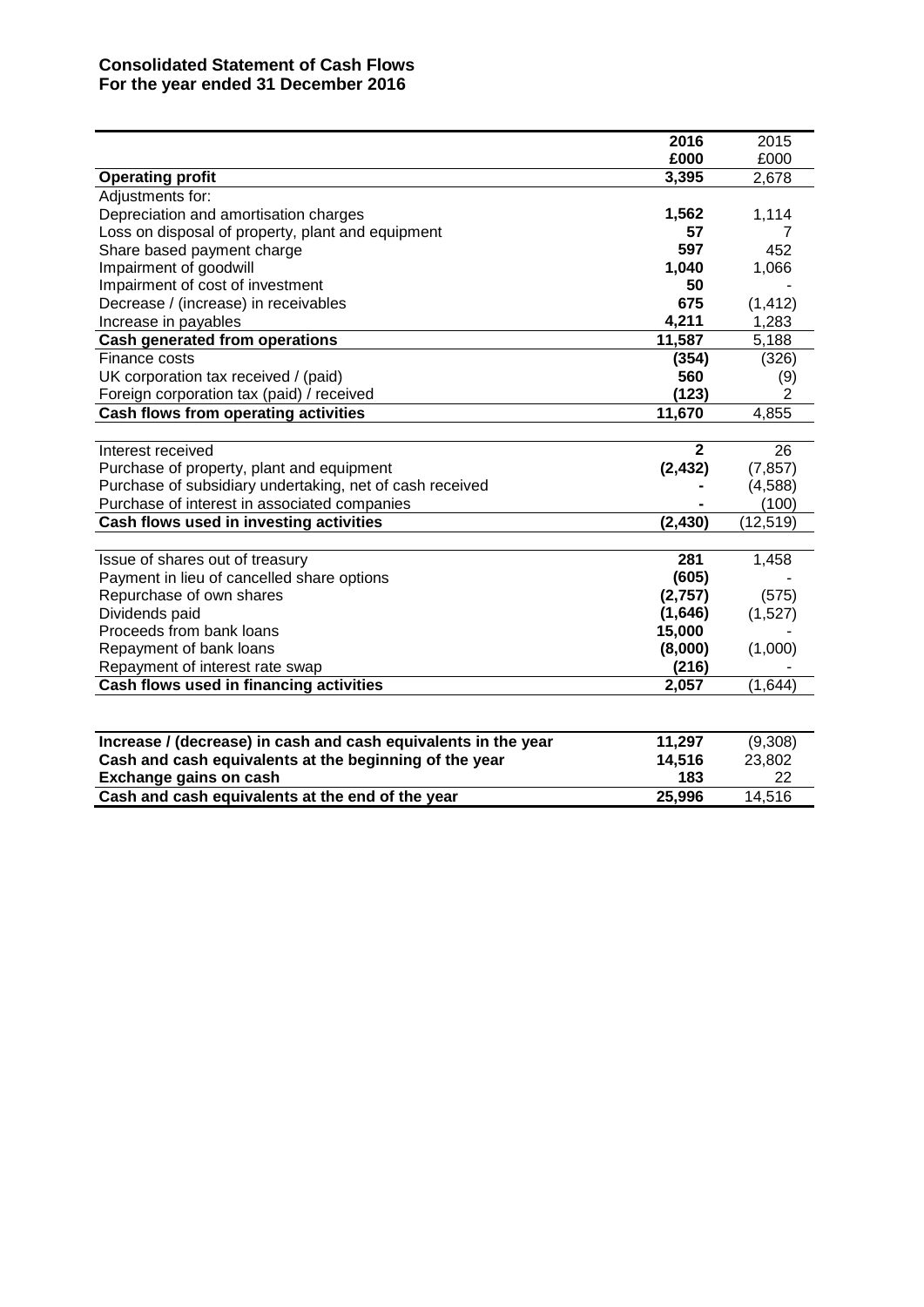## Consolidated Statement of Cash Flows
## For the year ended 31 December 2016

| | 2016 | 2015 |
|---|---|---|
| | £000 | £000 |
| **Operating profit** | **3,395** | 2,678 |
| Adjustments for: | | |
| Depreciation and amortisation charges | **1,562** | 1,114 |
| Loss on disposal of property, plant and equipment | **57** | 7 |
| Share based payment charge | **597** | 452 |
| Impairment of goodwill | **1,040** | 1,066 |
| Impairment of cost of investment | **50** | - |
| Decrease / (increase) in receivables | **675** | (1,412) |
| Increase in payables | **4,211** | 1,283 |
| **Cash generated from operations** | **11,587** | 5,188 |
| Finance costs | **(354)** | (326) |
| UK corporation tax received / (paid) | **560** | (9) |
| Foreign corporation tax (paid) / received | **(123)** | 2 |
| **Cash flows from operating activities** | **11,670** | 4,855 |
| | | |
| Interest received | **2** | 26 |
| Purchase of property, plant and equipment | **(2,432)** | (7,857) |
| Purchase of subsidiary undertaking, net of cash received | **-** | (4,588) |
| Purchase of interest in associated companies | **-** | (100) |
| **Cash flows used in investing activities** | **(2,430)** | (12,519) |
| | | |
| Issue of shares out of treasury | **281** | 1,458 |
| Payment in lieu of cancelled share options | **(605)** | - |
| Repurchase of own shares | **(2,757)** | (575) |
| Dividends paid | **(1,646)** | (1,527) |
| Proceeds from bank loans | **15,000** | - |
| Repayment of bank loans | **(8,000)** | (1,000) |
| Repayment of interest rate swap | **(216)** | - |
| **Cash flows used in financing activities** | **2,057** | (1,644) |

| | 2016 | 2015 |
|---|---|---|
| **Increase / (decrease) in cash and cash equivalents in the year** | **11,297** | (9,308) |
| **Cash and cash equivalents at the beginning of the year** | **14,516** | 23,802 |
| **Exchange gains on cash** | **183** | 22 |
| **Cash and cash equivalents at the end of the year** | **25,996** | 14,516 |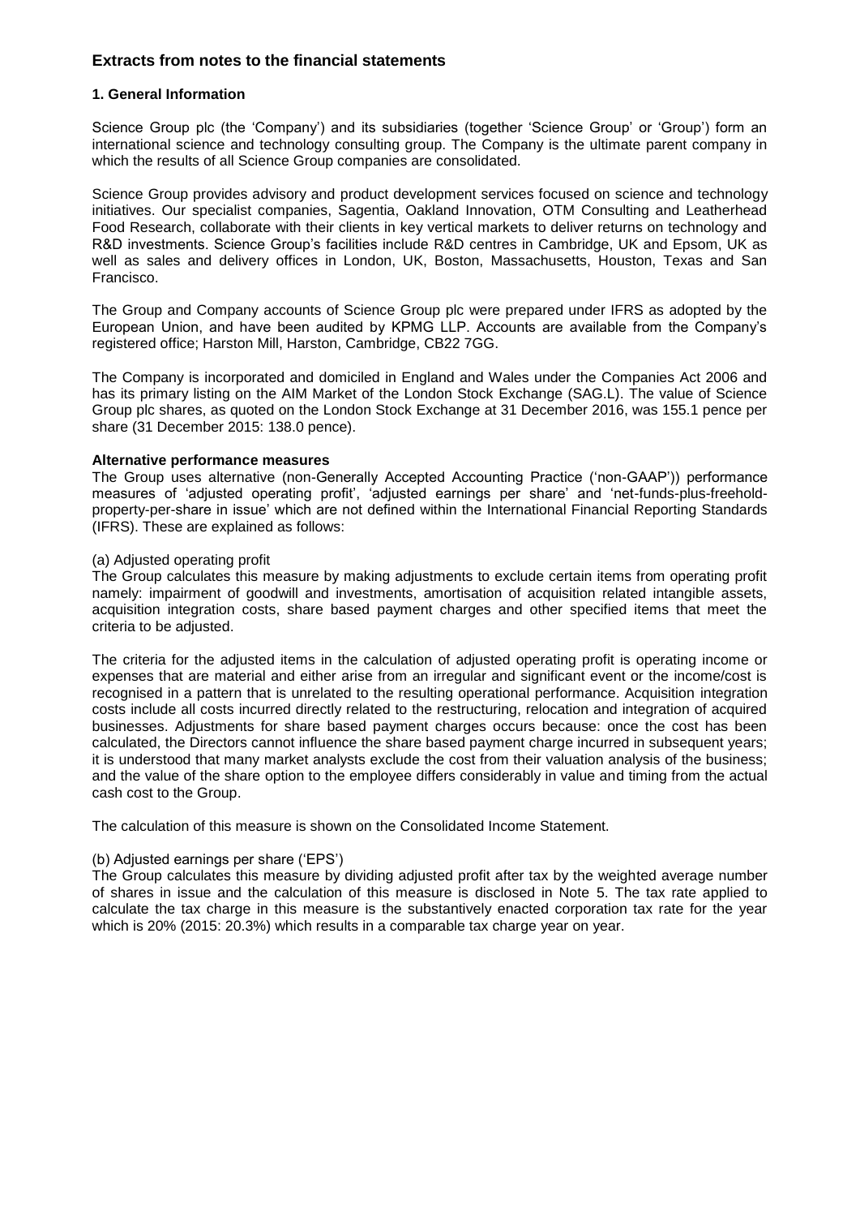## Extracts from notes to the financial statements

### 1. General Information

Science Group plc (the 'Company') and its subsidiaries (together 'Science Group' or 'Group') form an international science and technology consulting group. The Company is the ultimate parent company in which the results of all Science Group companies are consolidated.

Science Group provides advisory and product development services focused on science and technology initiatives. Our specialist companies, Sagentia, Oakland Innovation, OTM Consulting and Leatherhead Food Research, collaborate with their clients in key vertical markets to deliver returns on technology and R&D investments. Science Group's facilities include R&D centres in Cambridge, UK and Epsom, UK as well as sales and delivery offices in London, UK, Boston, Massachusetts, Houston, Texas and San Francisco.

The Group and Company accounts of Science Group plc were prepared under IFRS as adopted by the European Union, and have been audited by KPMG LLP. Accounts are available from the Company's registered office; Harston Mill, Harston, Cambridge, CB22 7GG.

The Company is incorporated and domiciled in England and Wales under the Companies Act 2006 and has its primary listing on the AIM Market of the London Stock Exchange (SAG.L). The value of Science Group plc shares, as quoted on the London Stock Exchange at 31 December 2016, was 155.1 pence per share (31 December 2015: 138.0 pence).

**Alternative performance measures**

The Group uses alternative (non-Generally Accepted Accounting Practice ('non-GAAP')) performance measures of 'adjusted operating profit', 'adjusted earnings per share' and 'net-funds-plus-freehold-property-per-share in issue' which are not defined within the International Financial Reporting Standards (IFRS). These are explained as follows:

(a) Adjusted operating profit

The Group calculates this measure by making adjustments to exclude certain items from operating profit namely: impairment of goodwill and investments, amortisation of acquisition related intangible assets, acquisition integration costs, share based payment charges and other specified items that meet the criteria to be adjusted.

The criteria for the adjusted items in the calculation of adjusted operating profit is operating income or expenses that are material and either arise from an irregular and significant event or the income/cost is recognised in a pattern that is unrelated to the resulting operational performance. Acquisition integration costs include all costs incurred directly related to the restructuring, relocation and integration of acquired businesses. Adjustments for share based payment charges occurs because: once the cost has been calculated, the Directors cannot influence the share based payment charge incurred in subsequent years; it is understood that many market analysts exclude the cost from their valuation analysis of the business; and the value of the share option to the employee differs considerably in value and timing from the actual cash cost to the Group.

The calculation of this measure is shown on the Consolidated Income Statement.

(b) Adjusted earnings per share ('EPS')

The Group calculates this measure by dividing adjusted profit after tax by the weighted average number of shares in issue and the calculation of this measure is disclosed in Note 5. The tax rate applied to calculate the tax charge in this measure is the substantively enacted corporation tax rate for the year which is 20% (2015: 20.3%) which results in a comparable tax charge year on year.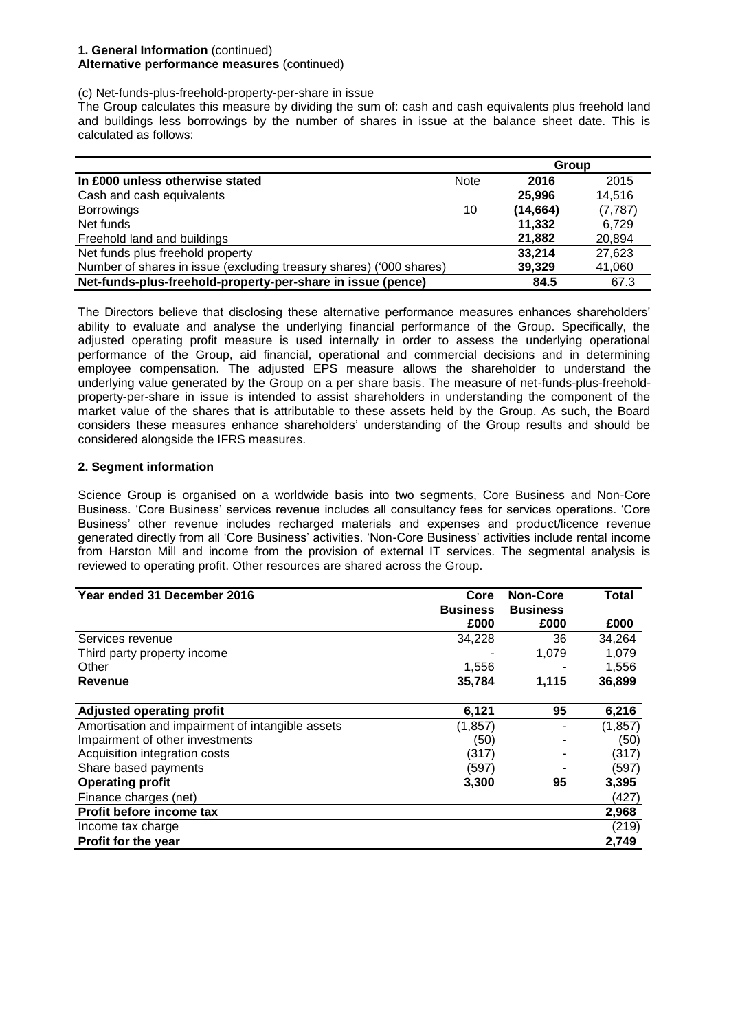**1. General Information** (continued)
**Alternative performance measures** (continued)

(c) Net-funds-plus-freehold-property-per-share in issue

The Group calculates this measure by dividing the sum of: cash and cash equivalents plus freehold land and buildings less borrowings by the number of shares in issue at the balance sheet date. This is calculated as follows:

| | | Group | |
|---|---|---|---|
| **In £000 unless otherwise stated** | Note | **2016** | 2015 |
| Cash and cash equivalents | | **25,996** | 14,516 |
| Borrowings | 10 | **(14,664)** | (7,787) |
| Net funds | | **11,332** | 6,729 |
| Freehold land and buildings | | **21,882** | 20,894 |
| Net funds plus freehold property | | **33,214** | 27,623 |
| Number of shares in issue (excluding treasury shares) ('000 shares) | | **39,329** | 41,060 |
| **Net-funds-plus-freehold-property-per-share in issue (pence)** | | **84.5** | 67.3 |

The Directors believe that disclosing these alternative performance measures enhances shareholders' ability to evaluate and analyse the underlying financial performance of the Group. Specifically, the adjusted operating profit measure is used internally in order to assess the underlying operational performance of the Group, aid financial, operational and commercial decisions and in determining employee compensation. The adjusted EPS measure allows the shareholder to understand the underlying value generated by the Group on a per share basis. The measure of net-funds-plus-freehold-property-per-share in issue is intended to assist shareholders in understanding the component of the market value of the shares that is attributable to these assets held by the Group. As such, the Board considers these measures enhance shareholders' understanding of the Group results and should be considered alongside the IFRS measures.

**2. Segment information**

Science Group is organised on a worldwide basis into two segments, Core Business and Non-Core Business. 'Core Business' services revenue includes all consultancy fees for services operations. 'Core Business' other revenue includes recharged materials and expenses and product/licence revenue generated directly from all 'Core Business' activities. 'Non-Core Business' activities include rental income from Harston Mill and income from the provision of external IT services. The segmental analysis is reviewed to operating profit. Other resources are shared across the Group.

| **Year ended 31 December 2016** | **Core Business £000** | **Non-Core Business £000** | **Total £000** |
|---|---|---|---|
| Services revenue | 34,228 | 36 | 34,264 |
| Third party property income | - | 1,079 | 1,079 |
| Other | 1,556 | - | 1,556 |
| **Revenue** | **35,784** | **1,115** | **36,899** |
| | | | |
| **Adjusted operating profit** | **6,121** | **95** | **6,216** |
| Amortisation and impairment of intangible assets | (1,857) | - | (1,857) |
| Impairment of other investments | (50) | - | (50) |
| Acquisition integration costs | (317) | - | (317) |
| Share based payments | (597) | - | (597) |
| **Operating profit** | **3,300** | **95** | **3,395** |
| Finance charges (net) | | | (427) |
| **Profit before income tax** | | | **2,968** |
| Income tax charge | | | (219) |
| **Profit for the year** | | | **2,749** |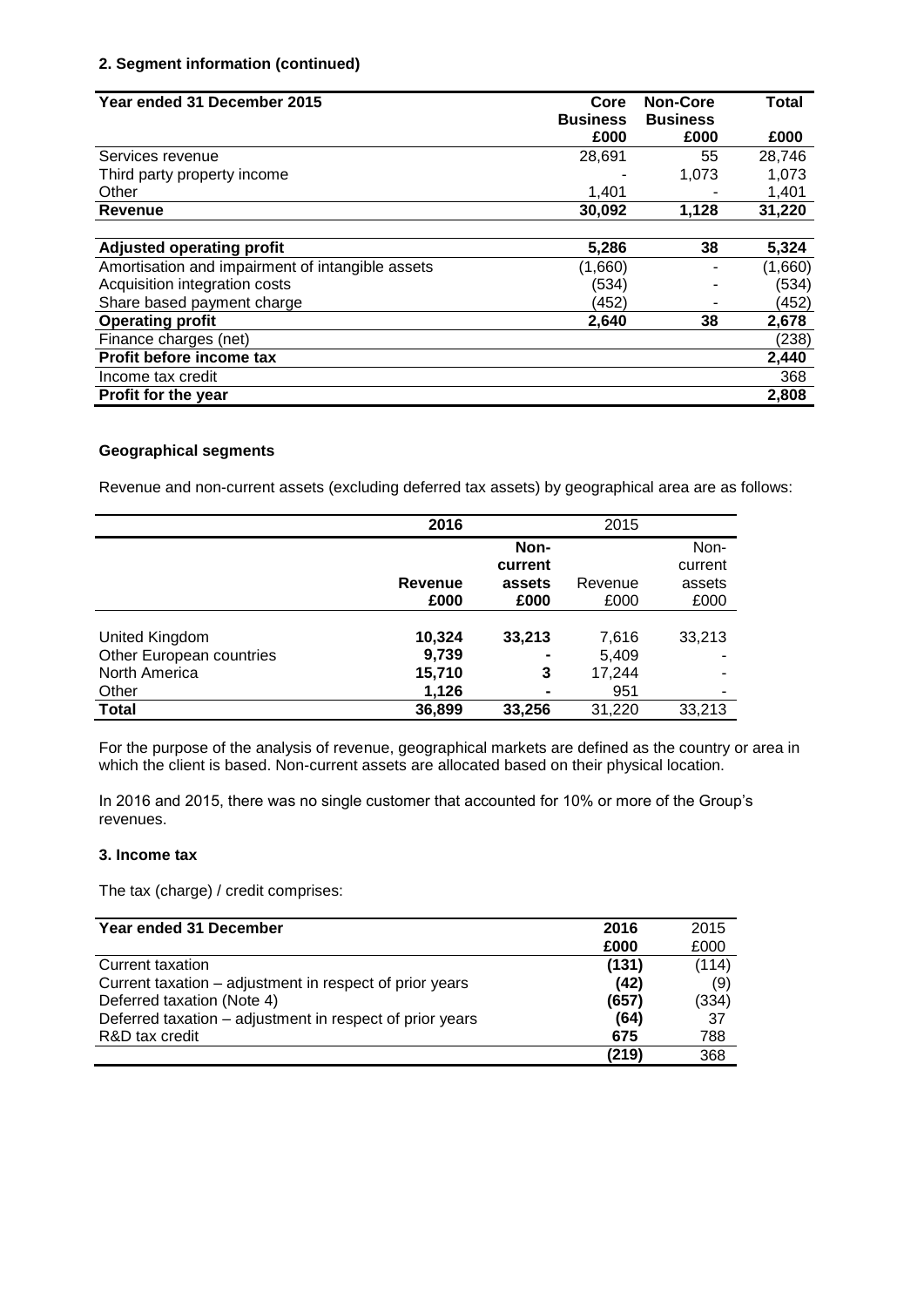**2. Segment information (continued)**

| Year ended 31 December 2015 | Core Business £000 | Non-Core Business £000 | Total £000 |
|---|---|---|---|
| Services revenue | 28,691 | 55 | 28,746 |
| Third party property income | - | 1,073 | 1,073 |
| Other | 1,401 | - | 1,401 |
| **Revenue** | **30,092** | **1,128** | **31,220** |
| | | | |
| **Adjusted operating profit** | **5,286** | **38** | **5,324** |
| Amortisation and impairment of intangible assets | (1,660) | - | (1,660) |
| Acquisition integration costs | (534) | - | (534) |
| Share based payment charge | (452) | - | (452) |
| **Operating profit** | **2,640** | **38** | **2,678** |
| Finance charges (net) | | | (238) |
| **Profit before income tax** | | | **2,440** |
| Income tax credit | | | 368 |
| **Profit for the year** | | | **2,808** |

**Geographical segments**

Revenue and non-current assets (excluding deferred tax assets) by geographical area are as follows:

| | 2016 | | 2015 | |
|---|---|---|---|---|
| | **Revenue £000** | **Non-current assets £000** | Revenue £000 | Non-current assets £000 |
| United Kingdom | **10,324** | **33,213** | 7,616 | 33,213 |
| Other European countries | **9,739** | **-** | 5,409 | - |
| North America | **15,710** | **3** | 17,244 | - |
| Other | **1,126** | **-** | 951 | - |
| **Total** | **36,899** | **33,256** | 31,220 | 33,213 |

For the purpose of the analysis of revenue, geographical markets are defined as the country or area in which the client is based. Non-current assets are allocated based on their physical location.

In 2016 and 2015, there was no single customer that accounted for 10% or more of the Group's revenues.

**3. Income tax**

The tax (charge) / credit comprises:

| Year ended 31 December | 2016 £000 | 2015 £000 |
|---|---|---|
| Current taxation | **(131)** | (114) |
| Current taxation – adjustment in respect of prior years | **(42)** | (9) |
| Deferred taxation (Note 4) | **(657)** | (334) |
| Deferred taxation – adjustment in respect of prior years | **(64)** | 37 |
| R&D tax credit | **675** | 788 |
| | **(219)** | 368 |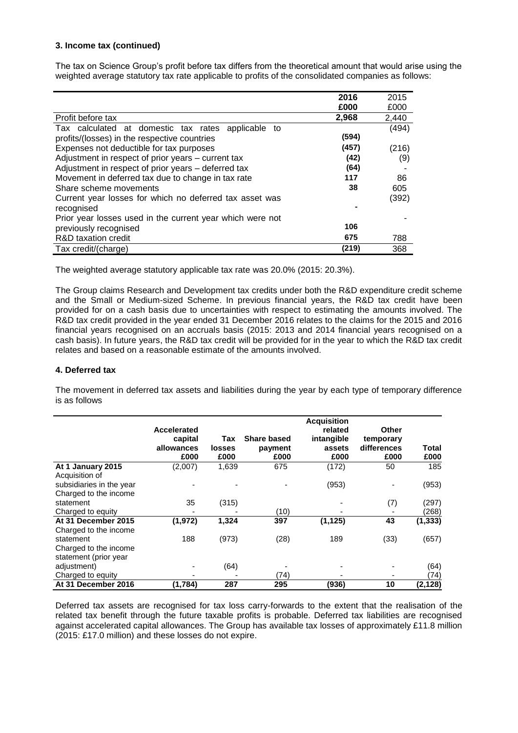**3. Income tax (continued)**

The tax on Science Group's profit before tax differs from the theoretical amount that would arise using the weighted average statutory tax rate applicable to profits of the consolidated companies as follows:

| | **2016** | 2015 |
|---|---|---|
| | **£000** | £000 |
| Profit before tax | **2,968** | 2,440 |
| Tax calculated at domestic tax rates applicable to profits/(losses) in the respective countries | **(594)** | (494) |
| Expenses not deductible for tax purposes | **(457)** | (216) |
| Adjustment in respect of prior years – current tax | **(42)** | (9) |
| Adjustment in respect of prior years – deferred tax | **(64)** | - |
| Movement in deferred tax due to change in tax rate | **117** | 86 |
| Share scheme movements | **38** | 605 |
| Current year losses for which no deferred tax asset was recognised | **-** | (392) |
| Prior year losses used in the current year which were not previously recognised | **106** | - |
| R&D taxation credit | **675** | 788 |
| Tax credit/(charge) | **(219)** | 368 |

The weighted average statutory applicable tax rate was 20.0% (2015: 20.3%).

The Group claims Research and Development tax credits under both the R&D expenditure credit scheme and the Small or Medium-sized Scheme. In previous financial years, the R&D tax credit have been provided for on a cash basis due to uncertainties with respect to estimating the amounts involved. The R&D tax credit provided in the year ended 31 December 2016 relates to the claims for the 2015 and 2016 financial years recognised on an accruals basis (2015: 2013 and 2014 financial years recognised on a cash basis). In future years, the R&D tax credit will be provided for in the year to which the R&D tax credit relates and based on a reasonable estimate of the amounts involved.

**4. Deferred tax**

The movement in deferred tax assets and liabilities during the year by each type of temporary difference is as follows

| | **Accelerated capital allowances £000** | **Tax losses £000** | **Share based payment £000** | **Acquisition related intangible assets £000** | **Other temporary differences £000** | **Total £000** |
|---|---|---|---|---|---|---|
| **At 1 January 2015** | (2,007) | 1,639 | 675 | (172) | 50 | 185 |
| Acquisition of subsidiaries in the year | - | - | - | (953) | - | (953) |
| Charged to the income statement | 35 | (315) | | - | (7) | (297) |
| Charged to equity | - | - | (10) | - | - | (268) |
| **At 31 December 2015** | **(1,972)** | **1,324** | **397** | **(1,125)** | **43** | **(1,333)** |
| Charged to the income statement | 188 | (973) | (28) | 189 | (33) | (657) |
| Charged to the income statement (prior year adjustment) | - | (64) | - | - | - | (64) |
| Charged to equity | - | - | (74) | - | - | (74) |
| **At 31 December 2016** | **(1,784)** | **287** | **295** | **(936)** | **10** | **(2,128)** |

Deferred tax assets are recognised for tax loss carry-forwards to the extent that the realisation of the related tax benefit through the future taxable profits is probable. Deferred tax liabilities are recognised against accelerated capital allowances. The Group has available tax losses of approximately £11.8 million (2015: £17.0 million) and these losses do not expire.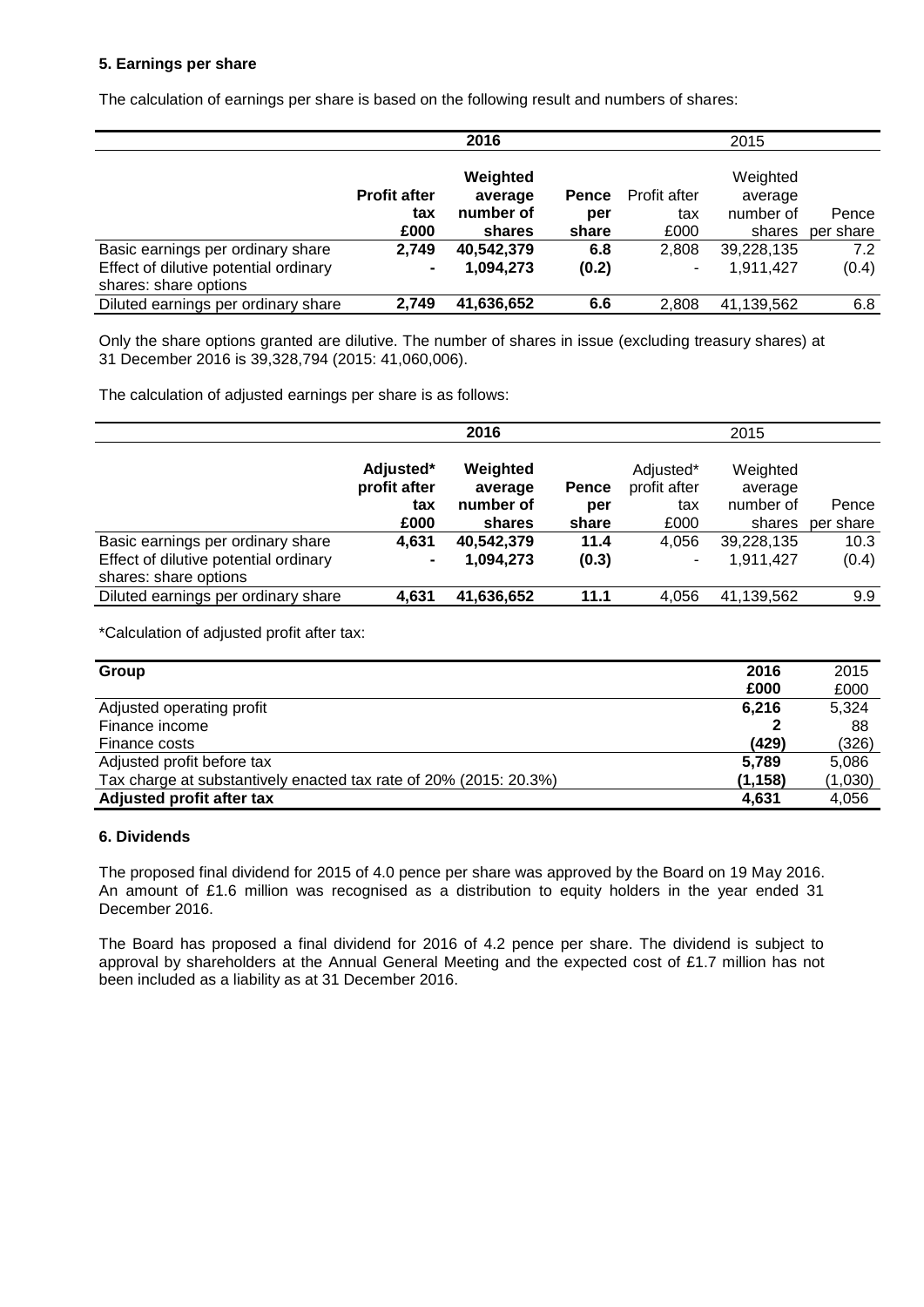### 5. Earnings per share

The calculation of earnings per share is based on the following result and numbers of shares:

| | 2016 | | | 2015 | | |
|---|---|---|---|---|---|---|
| | **Profit after tax £000** | **Weighted average number of shares** | **Pence per share** | Profit after tax £000 | Weighted average number of shares | Pence per share |
| Basic earnings per ordinary share | **2,749** | **40,542,379** | **6.8** | 2,808 | 39,228,135 | 7.2 |
| Effect of dilutive potential ordinary shares: share options | **-** | **1,094,273** | **(0.2)** | - | 1,911,427 | (0.4) |
| Diluted earnings per ordinary share | **2,749** | **41,636,652** | **6.6** | 2,808 | 41,139,562 | 6.8 |

Only the share options granted are dilutive. The number of shares in issue (excluding treasury shares) at 31 December 2016 is 39,328,794 (2015: 41,060,006).

The calculation of adjusted earnings per share is as follows:

| | 2016 | | | 2015 | | |
|---|---|---|---|---|---|---|
| | **Adjusted* profit after tax £000** | **Weighted average number of shares** | **Pence per share** | Adjusted* profit after tax £000 | Weighted average number of shares | Pence per share |
| Basic earnings per ordinary share | **4,631** | **40,542,379** | **11.4** | 4,056 | 39,228,135 | 10.3 |
| Effect of dilutive potential ordinary shares: share options | **-** | **1,094,273** | **(0.3)** | - | 1,911,427 | (0.4) |
| Diluted earnings per ordinary share | **4,631** | **41,636,652** | **11.1** | 4,056 | 41,139,562 | 9.9 |

*Calculation of adjusted profit after tax:

| **Group** | **2016 £000** | 2015 £000 |
|---|---|---|
| Adjusted operating profit | **6,216** | 5,324 |
| Finance income | **2** | 88 |
| Finance costs | **(429)** | (326) |
| Adjusted profit before tax | **5,789** | 5,086 |
| Tax charge at substantively enacted tax rate of 20% (2015: 20.3%) | **(1,158)** | (1,030) |
| **Adjusted profit after tax** | **4,631** | 4,056 |

### 6. Dividends

The proposed final dividend for 2015 of 4.0 pence per share was approved by the Board on 19 May 2016. An amount of £1.6 million was recognised as a distribution to equity holders in the year ended 31 December 2016.

The Board has proposed a final dividend for 2016 of 4.2 pence per share. The dividend is subject to approval by shareholders at the Annual General Meeting and the expected cost of £1.7 million has not been included as a liability as at 31 December 2016.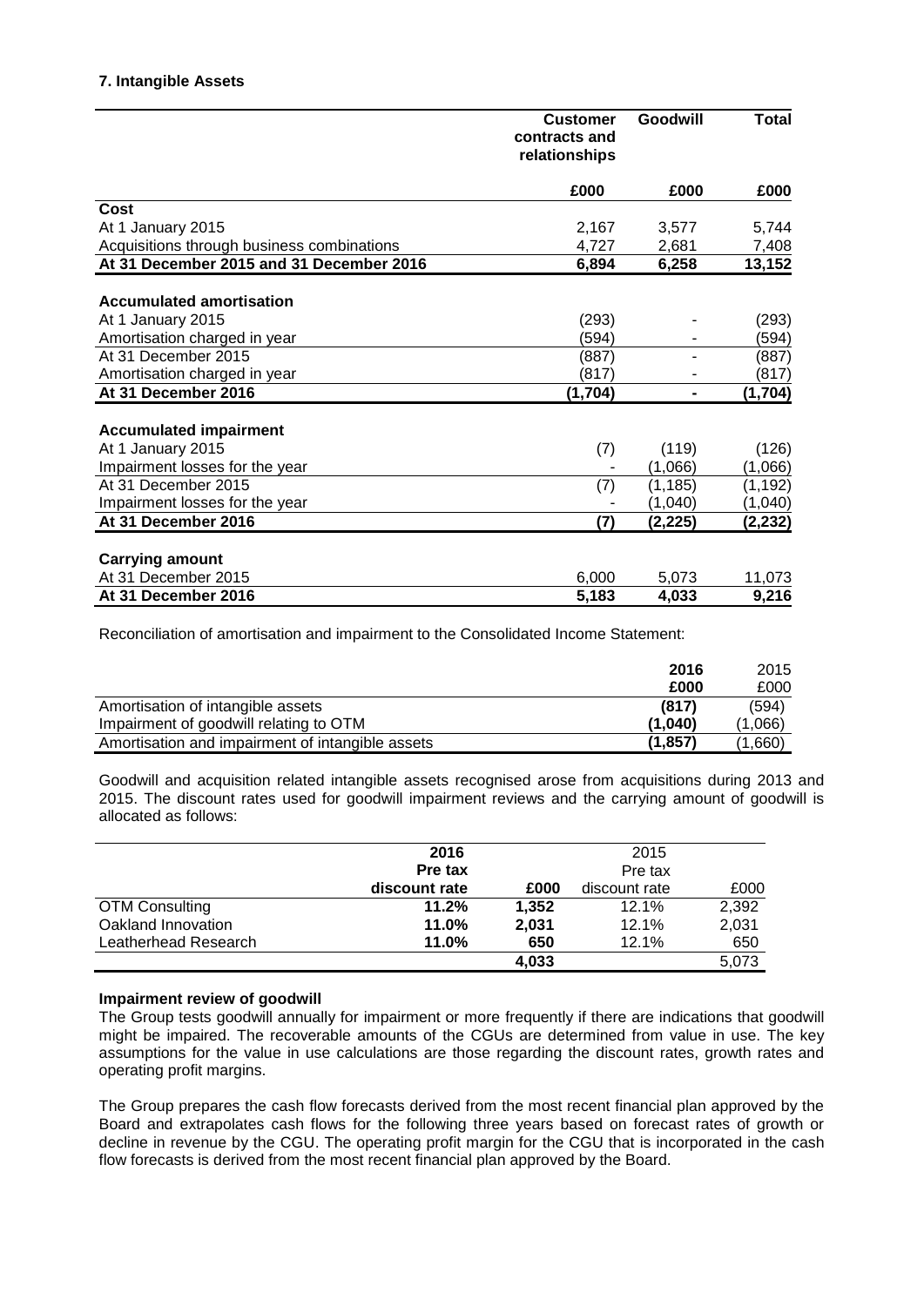### 7. Intangible Assets

| | Customer contracts and relationships | Goodwill | Total |
|---|---|---|---|
| | £000 | £000 | £000 |
| **Cost** | | | |
| At 1 January 2015 | 2,167 | 3,577 | 5,744 |
| Acquisitions through business combinations | 4,727 | 2,681 | 7,408 |
| **At 31 December 2015 and 31 December 2016** | **6,894** | **6,258** | **13,152** |
| | | | |
| **Accumulated amortisation** | | | |
| At 1 January 2015 | (293) | - | (293) |
| Amortisation charged in year | (594) | - | (594) |
| At 31 December 2015 | (887) | - | (887) |
| Amortisation charged in year | (817) | - | (817) |
| **At 31 December 2016** | **(1,704)** | **-** | **(1,704)** |
| | | | |
| **Accumulated impairment** | | | |
| At 1 January 2015 | (7) | (119) | (126) |
| Impairment losses for the year | - | (1,066) | (1,066) |
| At 31 December 2015 | (7) | (1,185) | (1,192) |
| Impairment losses for the year | - | (1,040) | (1,040) |
| **At 31 December 2016** | **(7)** | **(2,225)** | **(2,232)** |
| | | | |
| **Carrying amount** | | | |
| At 31 December 2015 | 6,000 | 5,073 | 11,073 |
| **At 31 December 2016** | **5,183** | **4,033** | **9,216** |

Reconciliation of amortisation and impairment to the Consolidated Income Statement:

| | 2016 | 2015 |
|---|---|---|
| | £000 | £000 |
| Amortisation of intangible assets | **(817)** | (594) |
| Impairment of goodwill relating to OTM | **(1,040)** | (1,066) |
| Amortisation and impairment of intangible assets | **(1,857)** | (1,660) |

Goodwill and acquisition related intangible assets recognised arose from acquisitions during 2013 and 2015. The discount rates used for goodwill impairment reviews and the carrying amount of goodwill is allocated as follows:

| | 2016 | | 2015 | |
|---|---|---|---|---|
| | Pre tax discount rate | £000 | Pre tax discount rate | £000 |
| OTM Consulting | **11.2%** | **1,352** | 12.1% | 2,392 |
| Oakland Innovation | **11.0%** | **2,031** | 12.1% | 2,031 |
| Leatherhead Research | **11.0%** | **650** | 12.1% | 650 |
| | | **4,033** | | 5,073 |

**Impairment review of goodwill**

The Group tests goodwill annually for impairment or more frequently if there are indications that goodwill might be impaired. The recoverable amounts of the CGUs are determined from value in use. The key assumptions for the value in use calculations are those regarding the discount rates, growth rates and operating profit margins.

The Group prepares the cash flow forecasts derived from the most recent financial plan approved by the Board and extrapolates cash flows for the following three years based on forecast rates of growth or decline in revenue by the CGU. The operating profit margin for the CGU that is incorporated in the cash flow forecasts is derived from the most recent financial plan approved by the Board.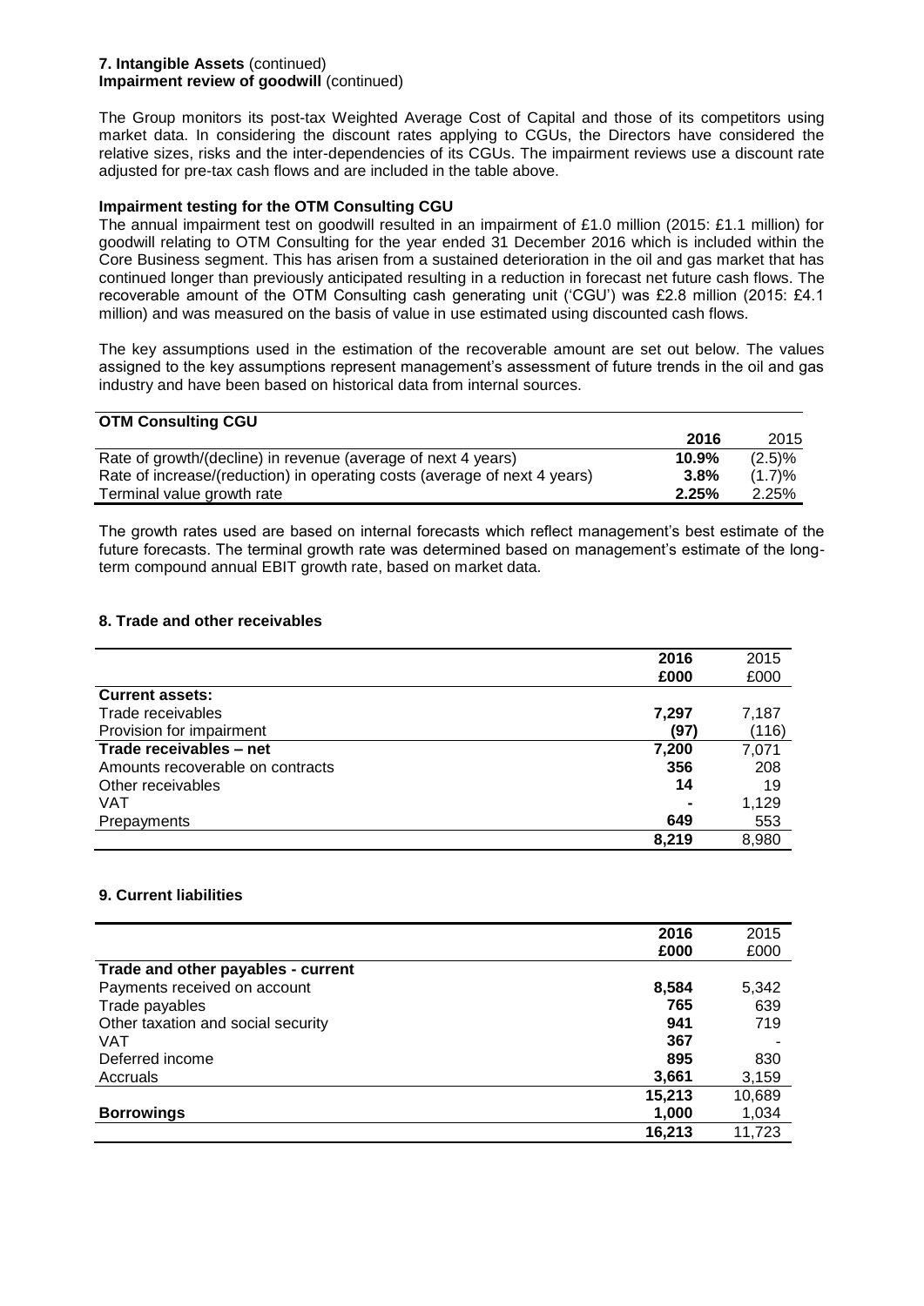**7. Intangible Assets** (continued)
**Impairment review of goodwill** (continued)

The Group monitors its post-tax Weighted Average Cost of Capital and those of its competitors using market data. In considering the discount rates applying to CGUs, the Directors have considered the relative sizes, risks and the inter-dependencies of its CGUs. The impairment reviews use a discount rate adjusted for pre-tax cash flows and are included in the table above.

**Impairment testing for the OTM Consulting CGU**

The annual impairment test on goodwill resulted in an impairment of £1.0 million (2015: £1.1 million) for goodwill relating to OTM Consulting for the year ended 31 December 2016 which is included within the Core Business segment. This has arisen from a sustained deterioration in the oil and gas market that has continued longer than previously anticipated resulting in a reduction in forecast net future cash flows. The recoverable amount of the OTM Consulting cash generating unit ('CGU') was £2.8 million (2015: £4.1 million) and was measured on the basis of value in use estimated using discounted cash flows.

The key assumptions used in the estimation of the recoverable amount are set out below. The values assigned to the key assumptions represent management's assessment of future trends in the oil and gas industry and have been based on historical data from internal sources.

| **OTM Consulting CGU** | | |
|---|---|---|
| | **2016** | 2015 |
| Rate of growth/(decline) in revenue (average of next 4 years) | **10.9%** | (2.5)% |
| Rate of increase/(reduction) in operating costs (average of next 4 years) | **3.8%** | (1.7)% |
| Terminal value growth rate | **2.25%** | 2.25% |

The growth rates used are based on internal forecasts which reflect management's best estimate of the future forecasts. The terminal growth rate was determined based on management's estimate of the long-term compound annual EBIT growth rate, based on market data.

## 8. Trade and other receivables

| | **2016** | 2015 |
|---|---|---|
| | **£000** | £000 |
| **Current assets:** | | |
| Trade receivables | **7,297** | 7,187 |
| Provision for impairment | **(97)** | (116) |
| **Trade receivables – net** | **7,200** | 7,071 |
| Amounts recoverable on contracts | **356** | 208 |
| Other receivables | **14** | 19 |
| VAT | **-** | 1,129 |
| Prepayments | **649** | 553 |
| | **8,219** | 8,980 |

## 9. Current liabilities

| | **2016** | 2015 |
|---|---|---|
| | **£000** | £000 |
| **Trade and other payables - current** | | |
| Payments received on account | **8,584** | 5,342 |
| Trade payables | **765** | 639 |
| Other taxation and social security | **941** | 719 |
| VAT | **367** | - |
| Deferred income | **895** | 830 |
| Accruals | **3,661** | 3,159 |
| | **15,213** | 10,689 |
| **Borrowings** | **1,000** | 1,034 |
| | **16,213** | 11,723 |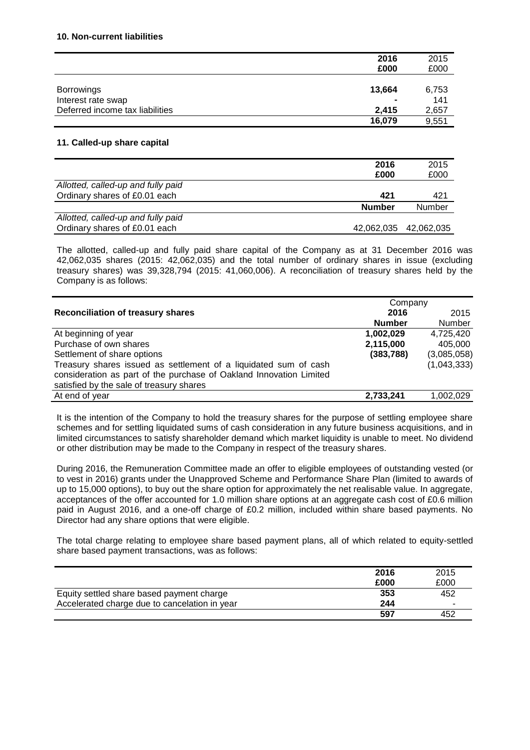### 10. Non-current liabilities

| | 2016 £000 | 2015 £000 |
|---|---|---|
| Borrowings | **13,664** | 6,753 |
| Interest rate swap | **-** | 141 |
| Deferred income tax liabilities | **2,415** | 2,657 |
| | **16,079** | 9,551 |

### 11. Called-up share capital

| | 2016 £000 | 2015 £000 |
|---|---|---|
| *Allotted, called-up and fully paid* | | |
| Ordinary shares of £0.01 each | **421** | 421 |
| | **Number** | Number |
| *Allotted, called-up and fully paid* | | |
| Ordinary shares of £0.01 each | 42,062,035 | 42,062,035 |

The allotted, called-up and fully paid share capital of the Company as at 31 December 2016 was 42,062,035 shares (2015: 42,062,035) and the total number of ordinary shares in issue (excluding treasury shares) was 39,328,794 (2015: 41,060,006). A reconciliation of treasury shares held by the Company is as follows:

| **Reconciliation of treasury shares** | Company 2016 Number | Company 2015 Number |
|---|---|---|
| At beginning of year | **1,002,029** | 4,725,420 |
| Purchase of own shares | **2,115,000** | 405,000 |
| Settlement of share options | **(383,788)** | (3,085,058) |
| Treasury shares issued as settlement of a liquidated sum of cash consideration as part of the purchase of Oakland Innovation Limited satisfied by the sale of treasury shares | | (1,043,333) |
| At end of year | **2,733,241** | 1,002,029 |

It is the intention of the Company to hold the treasury shares for the purpose of settling employee share schemes and for settling liquidated sums of cash consideration in any future business acquisitions, and in limited circumstances to satisfy shareholder demand which market liquidity is unable to meet. No dividend or other distribution may be made to the Company in respect of the treasury shares.

During 2016, the Remuneration Committee made an offer to eligible employees of outstanding vested (or to vest in 2016) grants under the Unapproved Scheme and Performance Share Plan (limited to awards of up to 15,000 options), to buy out the share option for approximately the net realisable value. In aggregate, acceptances of the offer accounted for 1.0 million share options at an aggregate cash cost of £0.6 million paid in August 2016, and a one-off charge of £0.2 million, included within share based payments. No Director had any share options that were eligible.

The total charge relating to employee share based payment plans, all of which related to equity-settled share based payment transactions, was as follows:

| | 2016 £000 | 2015 £000 |
|---|---|---|
| Equity settled share based payment charge | **353** | 452 |
| Accelerated charge due to cancelation in year | **244** | - |
| | **597** | 452 |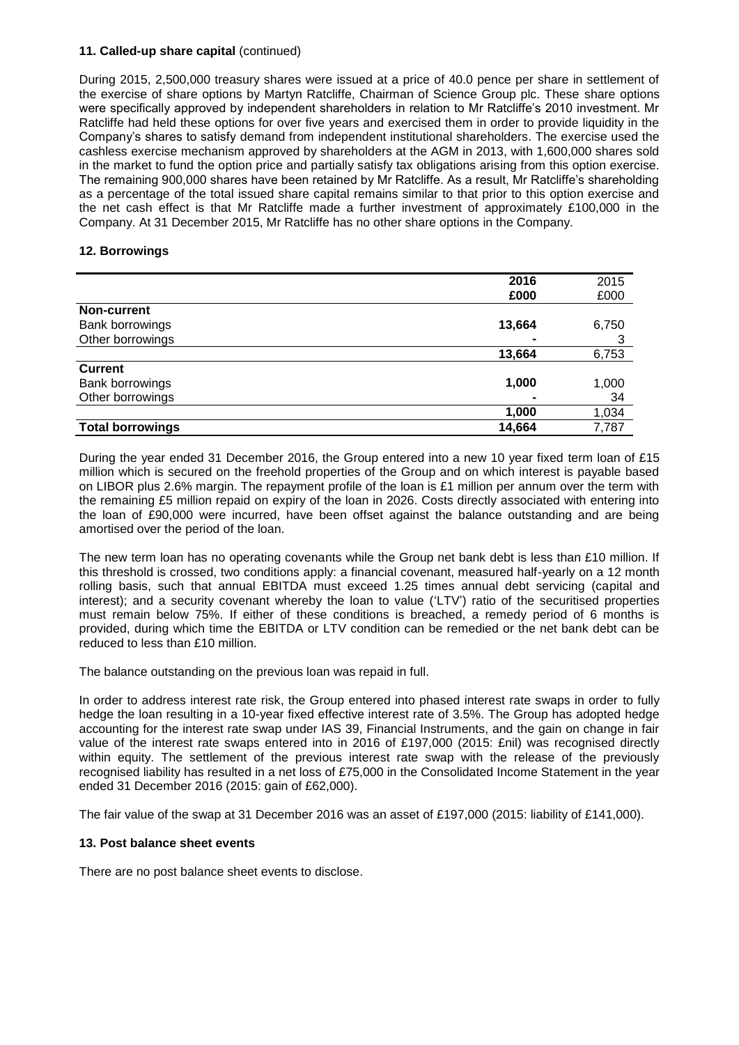**11. Called-up share capital** (continued)

During 2015, 2,500,000 treasury shares were issued at a price of 40.0 pence per share in settlement of the exercise of share options by Martyn Ratcliffe, Chairman of Science Group plc. These share options were specifically approved by independent shareholders in relation to Mr Ratcliffe's 2010 investment. Mr Ratcliffe had held these options for over five years and exercised them in order to provide liquidity in the Company's shares to satisfy demand from independent institutional shareholders. The exercise used the cashless exercise mechanism approved by shareholders at the AGM in 2013, with 1,600,000 shares sold in the market to fund the option price and partially satisfy tax obligations arising from this option exercise. The remaining 900,000 shares have been retained by Mr Ratcliffe. As a result, Mr Ratcliffe's shareholding as a percentage of the total issued share capital remains similar to that prior to this option exercise and the net cash effect is that Mr Ratcliffe made a further investment of approximately £100,000 in the Company. At 31 December 2015, Mr Ratcliffe has no other share options in the Company.

**12. Borrowings**

| | **2016** | 2015 |
|---|---|---|
| | **£000** | £000 |
| **Non-current** | | |
| Bank borrowings | **13,664** | 6,750 |
| Other borrowings | **-** | 3 |
| | **13,664** | 6,753 |
| **Current** | | |
| Bank borrowings | **1,000** | 1,000 |
| Other borrowings | **-** | 34 |
| | **1,000** | 1,034 |
| **Total borrowings** | **14,664** | 7,787 |

During the year ended 31 December 2016, the Group entered into a new 10 year fixed term loan of £15 million which is secured on the freehold properties of the Group and on which interest is payable based on LIBOR plus 2.6% margin. The repayment profile of the loan is £1 million per annum over the term with the remaining £5 million repaid on expiry of the loan in 2026. Costs directly associated with entering into the loan of £90,000 were incurred, have been offset against the balance outstanding and are being amortised over the period of the loan.

The new term loan has no operating covenants while the Group net bank debt is less than £10 million. If this threshold is crossed, two conditions apply: a financial covenant, measured half-yearly on a 12 month rolling basis, such that annual EBITDA must exceed 1.25 times annual debt servicing (capital and interest); and a security covenant whereby the loan to value ('LTV') ratio of the securitised properties must remain below 75%. If either of these conditions is breached, a remedy period of 6 months is provided, during which time the EBITDA or LTV condition can be remedied or the net bank debt can be reduced to less than £10 million.

The balance outstanding on the previous loan was repaid in full.

In order to address interest rate risk, the Group entered into phased interest rate swaps in order to fully hedge the loan resulting in a 10-year fixed effective interest rate of 3.5%. The Group has adopted hedge accounting for the interest rate swap under IAS 39, Financial Instruments, and the gain on change in fair value of the interest rate swaps entered into in 2016 of £197,000 (2015: £nil) was recognised directly within equity. The settlement of the previous interest rate swap with the release of the previously recognised liability has resulted in a net loss of £75,000 in the Consolidated Income Statement in the year ended 31 December 2016 (2015: gain of £62,000).

The fair value of the swap at 31 December 2016 was an asset of £197,000 (2015: liability of £141,000).

**13. Post balance sheet events**

There are no post balance sheet events to disclose.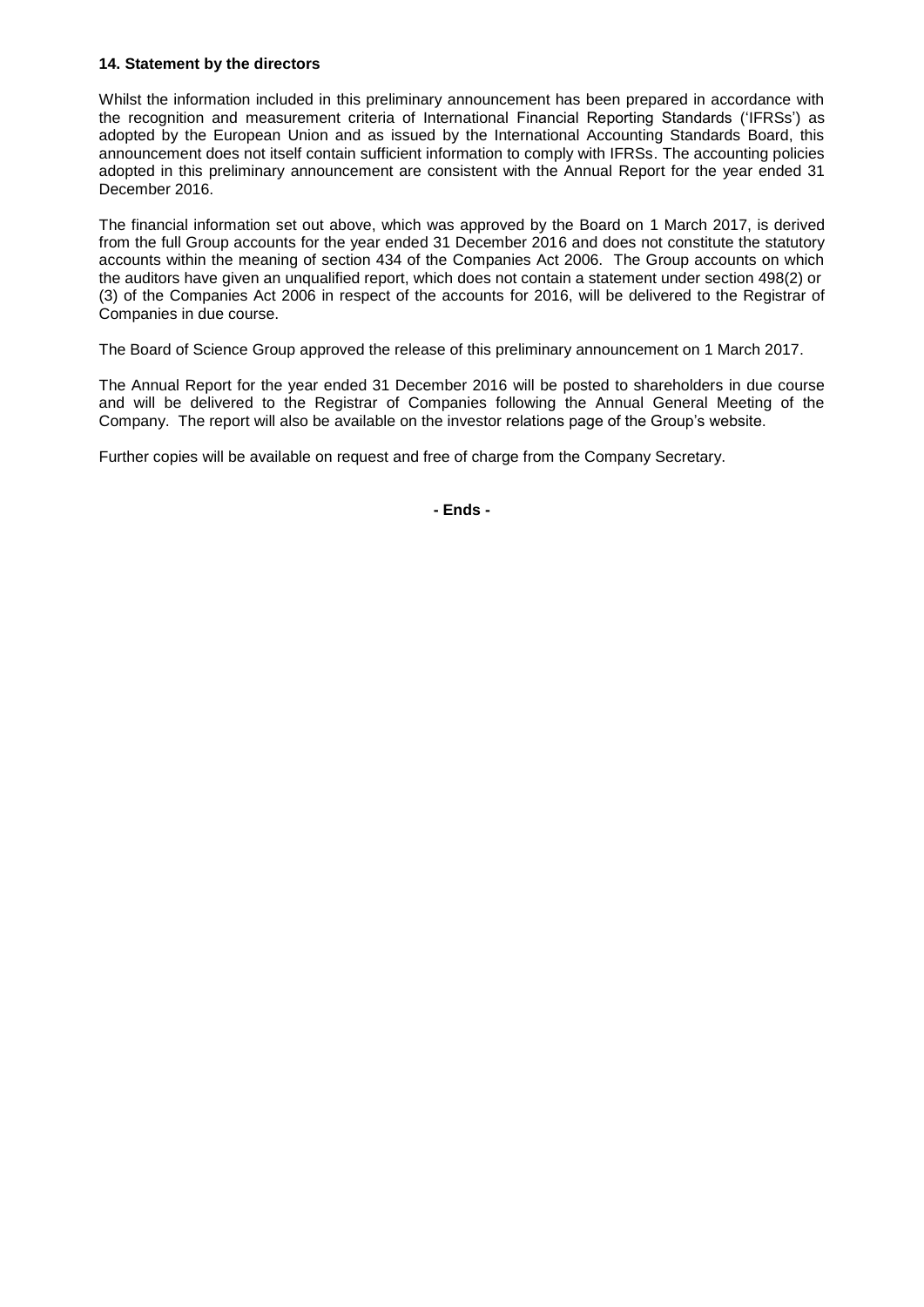**14. Statement by the directors**

Whilst the information included in this preliminary announcement has been prepared in accordance with the recognition and measurement criteria of International Financial Reporting Standards ('IFRSs') as adopted by the European Union and as issued by the International Accounting Standards Board, this announcement does not itself contain sufficient information to comply with IFRSs. The accounting policies adopted in this preliminary announcement are consistent with the Annual Report for the year ended 31 December 2016.

The financial information set out above, which was approved by the Board on 1 March 2017, is derived from the full Group accounts for the year ended 31 December 2016 and does not constitute the statutory accounts within the meaning of section 434 of the Companies Act 2006. The Group accounts on which the auditors have given an unqualified report, which does not contain a statement under section 498(2) or (3) of the Companies Act 2006 in respect of the accounts for 2016, will be delivered to the Registrar of Companies in due course.

The Board of Science Group approved the release of this preliminary announcement on 1 March 2017.

The Annual Report for the year ended 31 December 2016 will be posted to shareholders in due course and will be delivered to the Registrar of Companies following the Annual General Meeting of the Company. The report will also be available on the investor relations page of the Group's website.

Further copies will be available on request and free of charge from the Company Secretary.

**- Ends -**